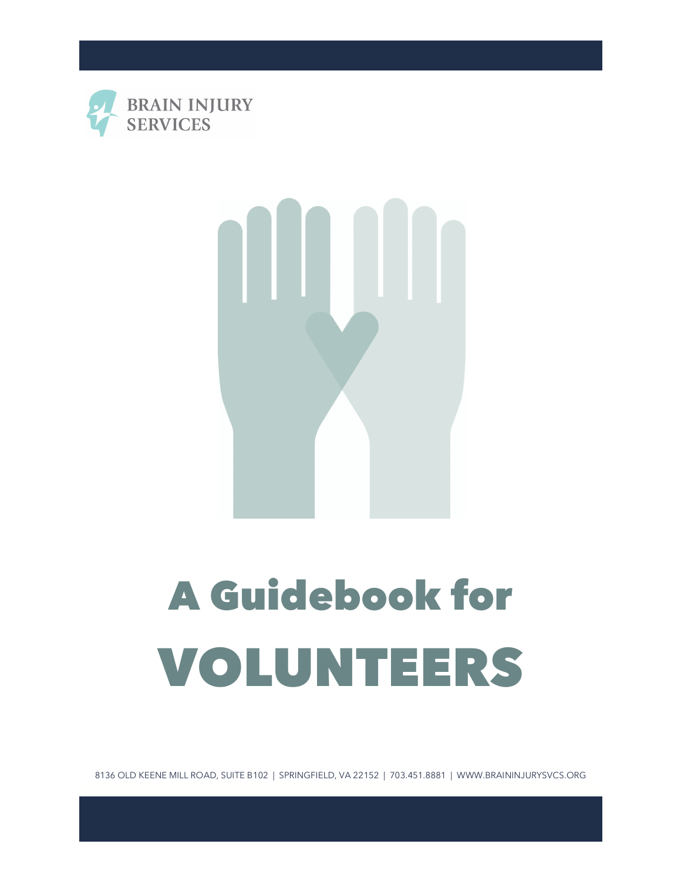BRAIN INJURY SERVICES

# A Guidebook for VOLUNTEERS

8136 OLD KEENE MILL ROAD, SUITE B102 | SPRINGFIELD, VA 22152 | 703.451.8881 | WWW.BRAININJURYSVCS.ORG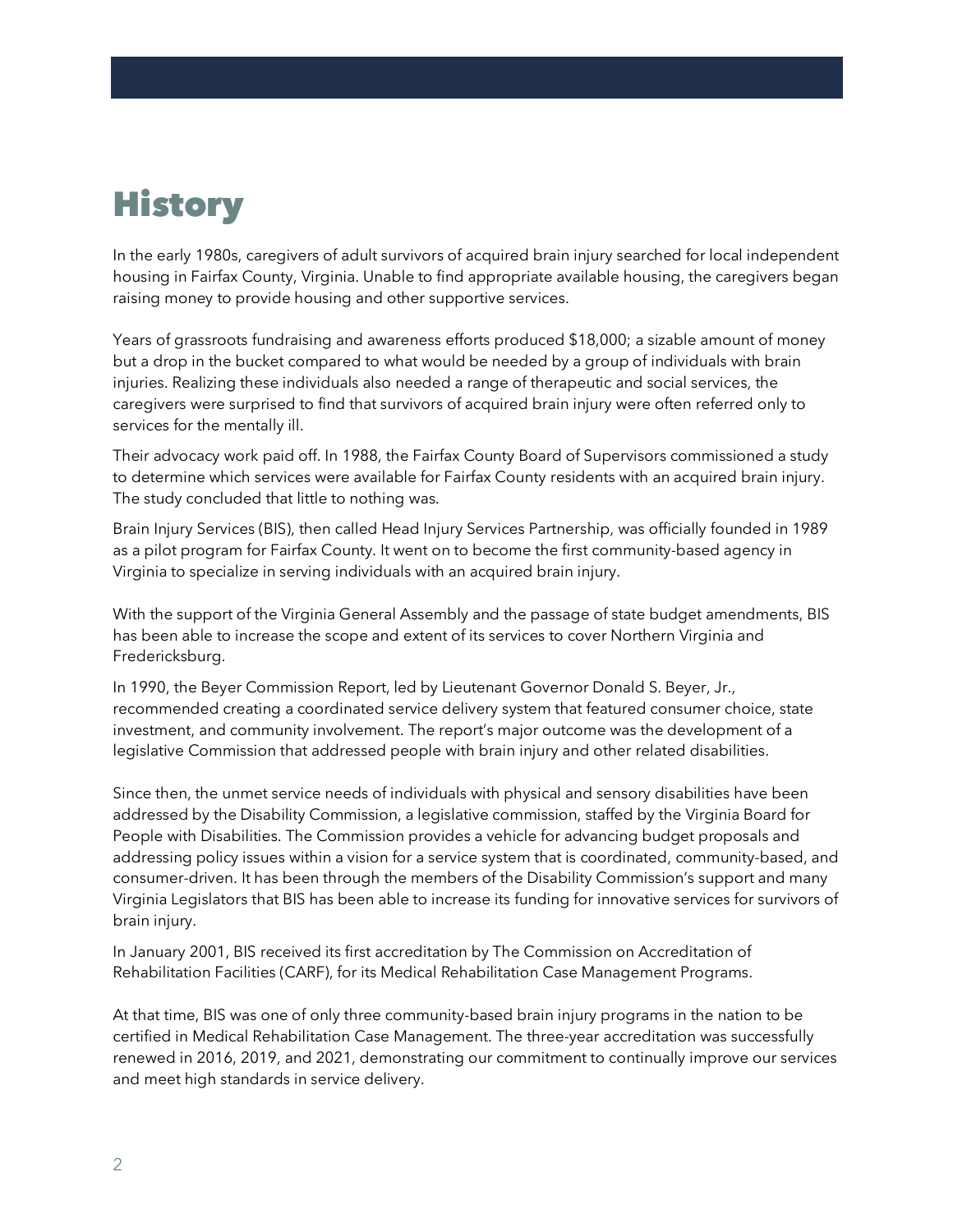# History

In the early 1980s, caregivers of adult survivors of acquired brain injury searched for local independent housing in Fairfax County, Virginia. Unable to find appropriate available housing, the caregivers began raising money to provide housing and other supportive services.

Years of grassroots fundraising and awareness efforts produced $18,000; a sizable amount of money but a drop in the bucket compared to what would be needed by a group of individuals with brain injuries. Realizing these individuals also needed a range of therapeutic and social services, the caregivers were surprised to find that survivors of acquired brain injury were often referred only to services for the mentally ill.

Their advocacy work paid off. In 1988, the Fairfax County Board of Supervisors commissioned a study to determine which services were available for Fairfax County residents with an acquired brain injury. The study concluded that little to nothing was.

Brain Injury Services (BIS), then called Head Injury Services Partnership, was officially founded in 1989 as a pilot program for Fairfax County. It went on to become the first community-based agency in Virginia to specialize in serving individuals with an acquired brain injury.

With the support of the Virginia General Assembly and the passage of state budget amendments, BIS has been able to increase the scope and extent of its services to cover Northern Virginia and Fredericksburg.

In 1990, the Beyer Commission Report, led by Lieutenant Governor Donald S. Beyer, Jr., recommended creating a coordinated service delivery system that featured consumer choice, state investment, and community involvement. The report's major outcome was the development of a legislative Commission that addressed people with brain injury and other related disabilities.

Since then, the unmet service needs of individuals with physical and sensory disabilities have been addressed by the Disability Commission, a legislative commission, staffed by the Virginia Board for People with Disabilities. The Commission provides a vehicle for advancing budget proposals and addressing policy issues within a vision for a service system that is coordinated, community-based, and consumer-driven. It has been through the members of the Disability Commission's support and many Virginia Legislators that BIS has been able to increase its funding for innovative services for survivors of brain injury.

In January 2001, BIS received its first accreditation by The Commission on Accreditation of Rehabilitation Facilities (CARF), for its Medical Rehabilitation Case Management Programs.

At that time, BIS was one of only three community-based brain injury programs in the nation to be certified in Medical Rehabilitation Case Management. The three-year accreditation was successfully renewed in 2016, 2019, and 2021, demonstrating our commitment to continually improve our services and meet high standards in service delivery.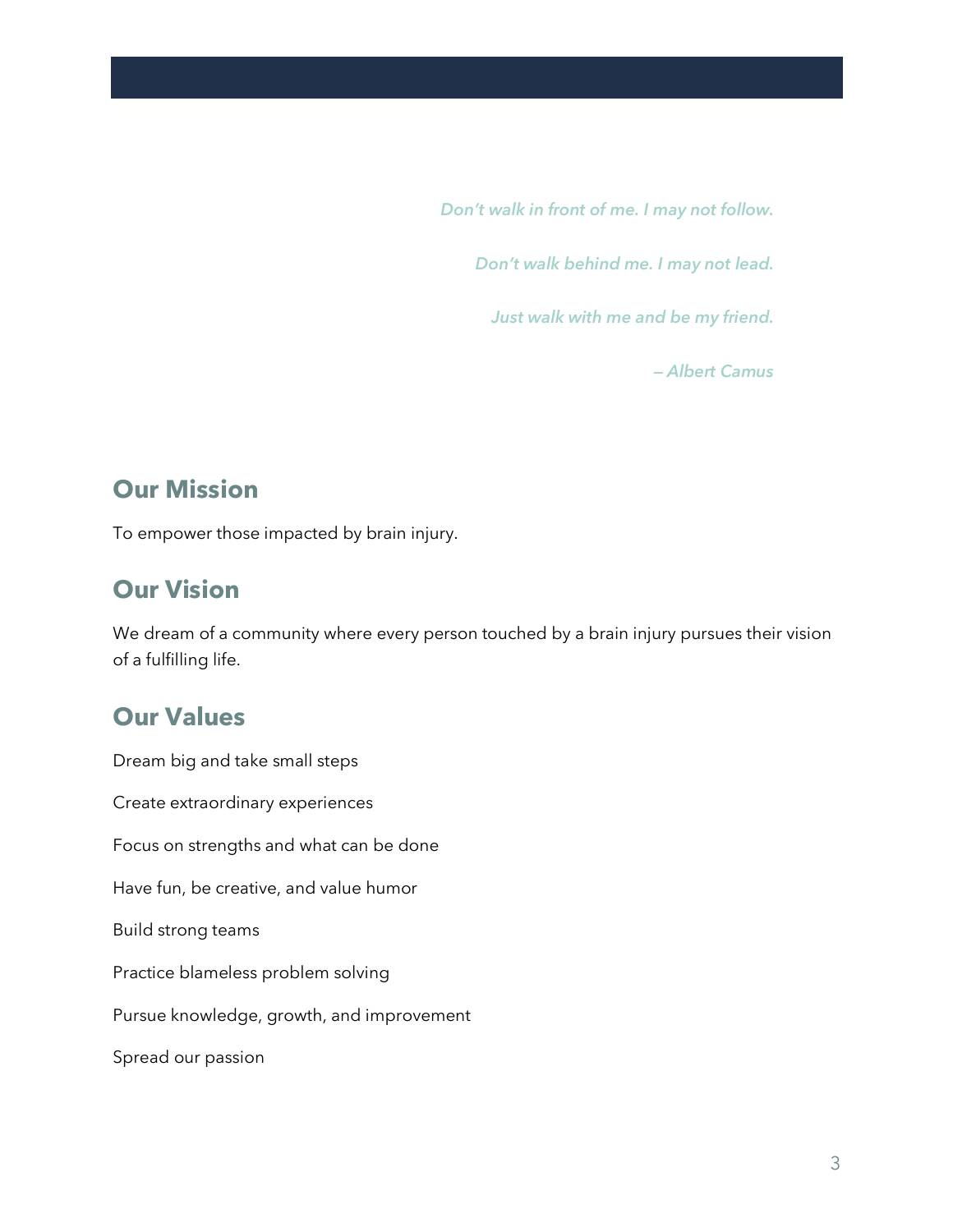*Don't walk in front of me. I may not follow.*

*Don't walk behind me. I may not lead.*

*Just walk with me and be my friend.*

*— Albert Camus*

## Our Mission

To empower those impacted by brain injury.

## Our Vision

We dream of a community where every person touched by a brain injury pursues their vision of a fulfilling life.

## Our Values

Dream big and take small steps

Create extraordinary experiences

Focus on strengths and what can be done

Have fun, be creative, and value humor

Build strong teams

Practice blameless problem solving

Pursue knowledge, growth, and improvement

Spread our passion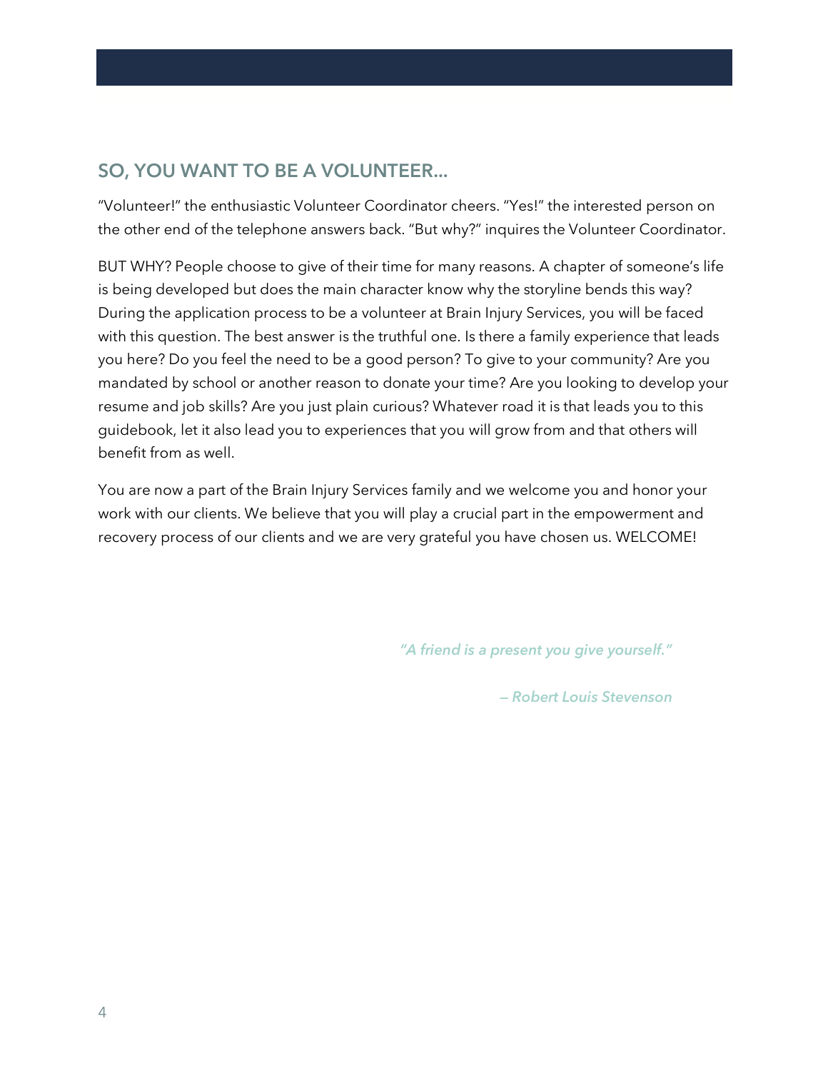## SO, YOU WANT TO BE A VOLUNTEER...

"Volunteer!" the enthusiastic Volunteer Coordinator cheers. "Yes!" the interested person on the other end of the telephone answers back. "But why?" inquires the Volunteer Coordinator.

BUT WHY? People choose to give of their time for many reasons. A chapter of someone's life is being developed but does the main character know why the storyline bends this way? During the application process to be a volunteer at Brain Injury Services, you will be faced with this question. The best answer is the truthful one. Is there a family experience that leads you here? Do you feel the need to be a good person? To give to your community? Are you mandated by school or another reason to donate your time? Are you looking to develop your resume and job skills? Are you just plain curious? Whatever road it is that leads you to this guidebook, let it also lead you to experiences that you will grow from and that others will benefit from as well.

You are now a part of the Brain Injury Services family and we welcome you and honor your work with our clients. We believe that you will play a crucial part in the empowerment and recovery process of our clients and we are very grateful you have chosen us. WELCOME!

> ***"A friend is a present you give yourself."***
>
> ***– Robert Louis Stevenson***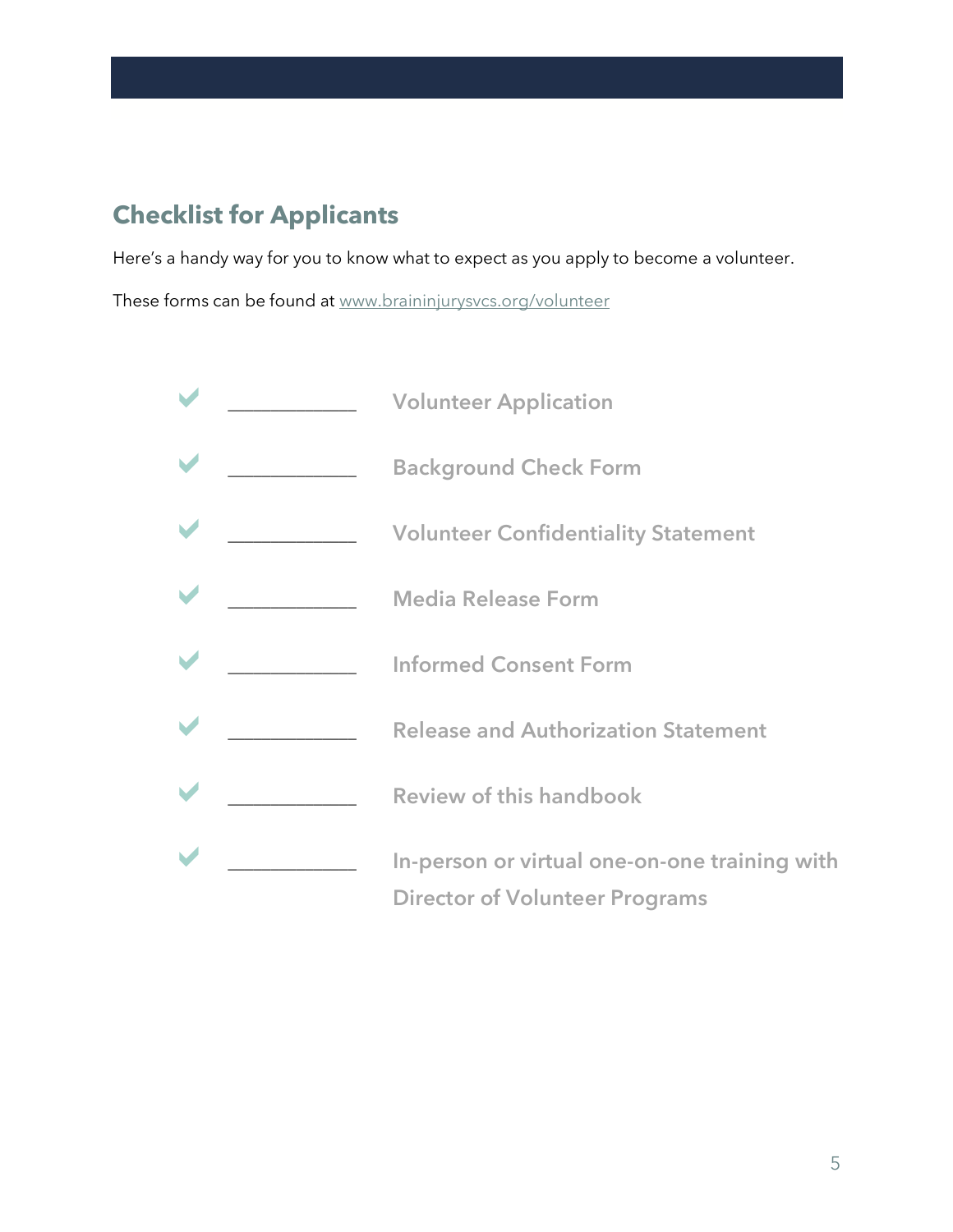## Checklist for Applicants

Here's a handy way for you to know what to expect as you apply to become a volunteer.

These forms can be found at www.braininjurysvcs.org/volunteer

- ✔ ____________ Volunteer Application
- ✔ ____________ Background Check Form
- ✔ ____________ Volunteer Confidentiality Statement
- ✔ ____________ Media Release Form
- ✔ ____________ Informed Consent Form
- ✔ ____________ Release and Authorization Statement
- ✔ ____________ Review of this handbook
- ✔ ____________ In-person or virtual one-on-one training with Director of Volunteer Programs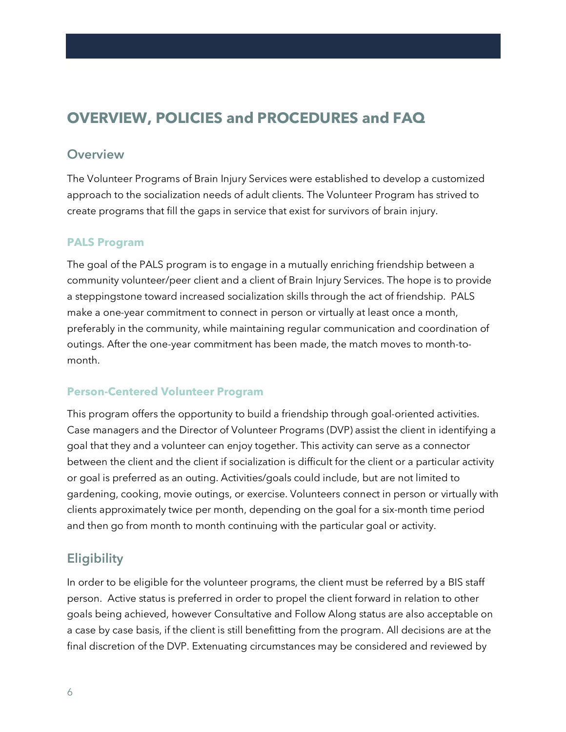# OVERVIEW, POLICIES and PROCEDURES and FAQ

## Overview

The Volunteer Programs of Brain Injury Services were established to develop a customized approach to the socialization needs of adult clients. The Volunteer Program has strived to create programs that fill the gaps in service that exist for survivors of brain injury.

### PALS Program

The goal of the PALS program is to engage in a mutually enriching friendship between a community volunteer/peer client and a client of Brain Injury Services. The hope is to provide a steppingstone toward increased socialization skills through the act of friendship. PALS make a one-year commitment to connect in person or virtually at least once a month, preferably in the community, while maintaining regular communication and coordination of outings. After the one-year commitment has been made, the match moves to month-to-month.

### Person-Centered Volunteer Program

This program offers the opportunity to build a friendship through goal-oriented activities. Case managers and the Director of Volunteer Programs (DVP) assist the client in identifying a goal that they and a volunteer can enjoy together. This activity can serve as a connector between the client and the client if socialization is difficult for the client or a particular activity or goal is preferred as an outing. Activities/goals could include, but are not limited to gardening, cooking, movie outings, or exercise. Volunteers connect in person or virtually with clients approximately twice per month, depending on the goal for a six-month time period and then go from month to month continuing with the particular goal or activity.

## Eligibility

In order to be eligible for the volunteer programs, the client must be referred by a BIS staff person. Active status is preferred in order to propel the client forward in relation to other goals being achieved, however Consultative and Follow Along status are also acceptable on a case by case basis, if the client is still benefitting from the program. All decisions are at the final discretion of the DVP. Extenuating circumstances may be considered and reviewed by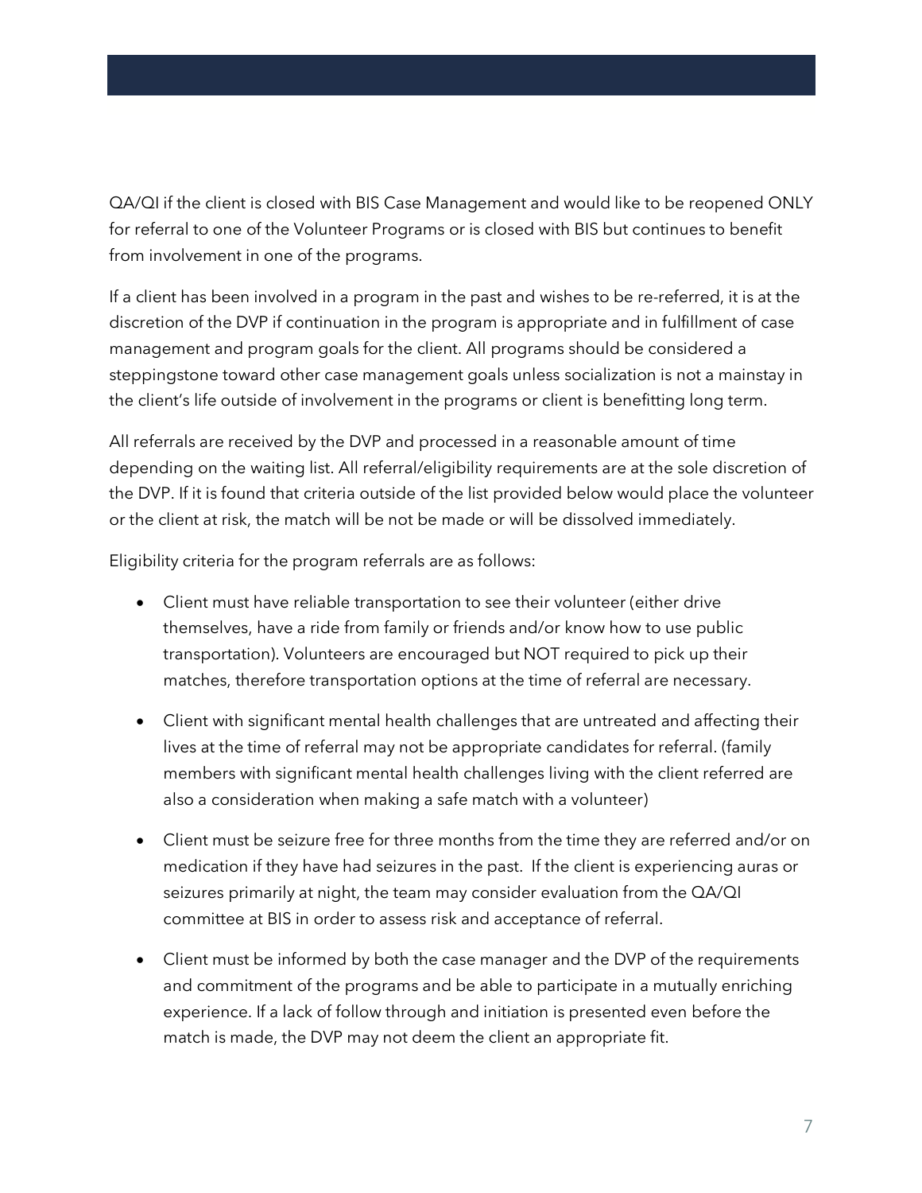QA/QI if the client is closed with BIS Case Management and would like to be reopened ONLY for referral to one of the Volunteer Programs or is closed with BIS but continues to benefit from involvement in one of the programs.

If a client has been involved in a program in the past and wishes to be re-referred, it is at the discretion of the DVP if continuation in the program is appropriate and in fulfillment of case management and program goals for the client. All programs should be considered a steppingstone toward other case management goals unless socialization is not a mainstay in the client's life outside of involvement in the programs or client is benefitting long term.

All referrals are received by the DVP and processed in a reasonable amount of time depending on the waiting list. All referral/eligibility requirements are at the sole discretion of the DVP. If it is found that criteria outside of the list provided below would place the volunteer or the client at risk, the match will be not be made or will be dissolved immediately.

Eligibility criteria for the program referrals are as follows:

- Client must have reliable transportation to see their volunteer (either drive themselves, have a ride from family or friends and/or know how to use public transportation). Volunteers are encouraged but NOT required to pick up their matches, therefore transportation options at the time of referral are necessary.
- Client with significant mental health challenges that are untreated and affecting their lives at the time of referral may not be appropriate candidates for referral. (family members with significant mental health challenges living with the client referred are also a consideration when making a safe match with a volunteer)
- Client must be seizure free for three months from the time they are referred and/or on medication if they have had seizures in the past. If the client is experiencing auras or seizures primarily at night, the team may consider evaluation from the QA/QI committee at BIS in order to assess risk and acceptance of referral.
- Client must be informed by both the case manager and the DVP of the requirements and commitment of the programs and be able to participate in a mutually enriching experience. If a lack of follow through and initiation is presented even before the match is made, the DVP may not deem the client an appropriate fit.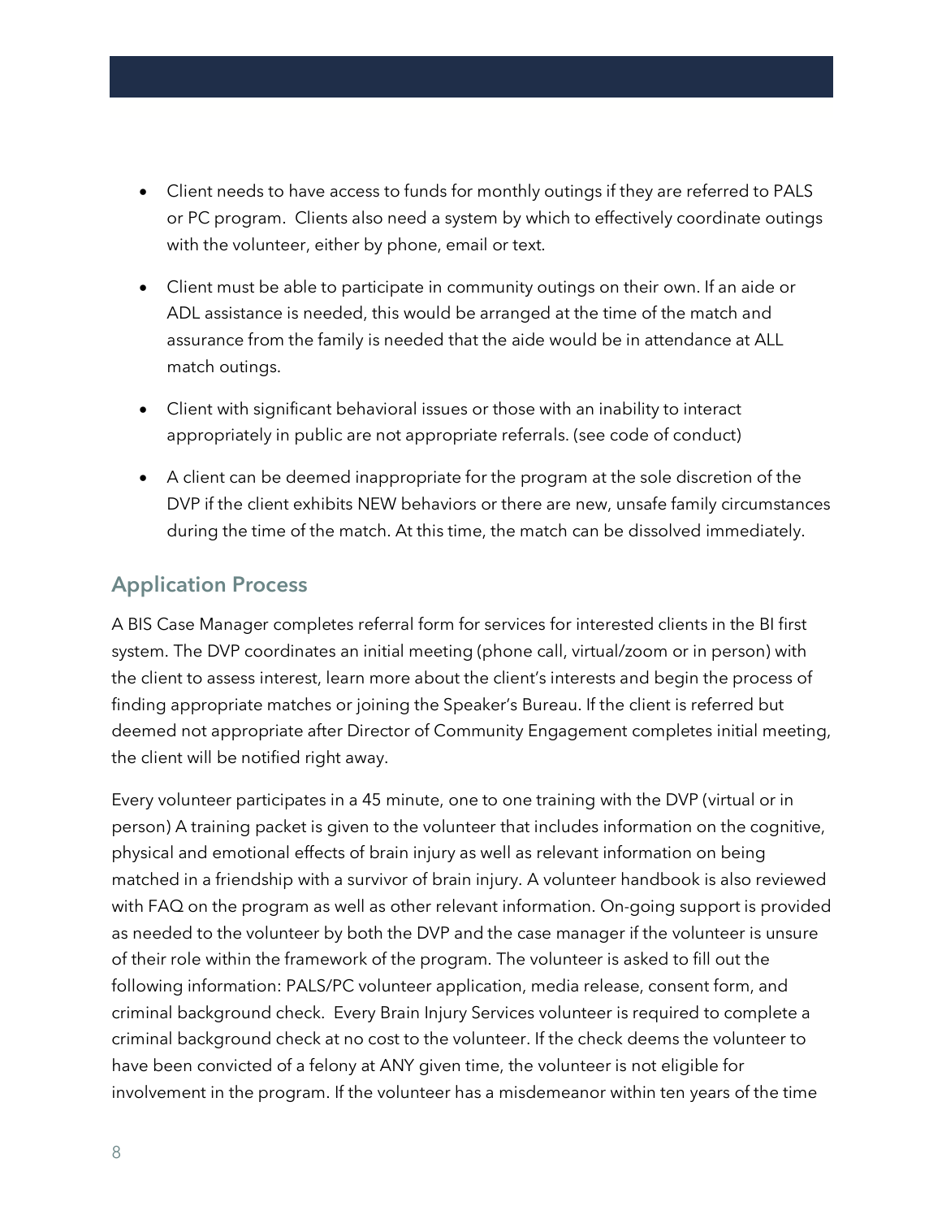- Client needs to have access to funds for monthly outings if they are referred to PALS or PC program. Clients also need a system by which to effectively coordinate outings with the volunteer, either by phone, email or text.

- Client must be able to participate in community outings on their own. If an aide or ADL assistance is needed, this would be arranged at the time of the match and assurance from the family is needed that the aide would be in attendance at ALL match outings.

- Client with significant behavioral issues or those with an inability to interact appropriately in public are not appropriate referrals. (see code of conduct)

- A client can be deemed inappropriate for the program at the sole discretion of the DVP if the client exhibits NEW behaviors or there are new, unsafe family circumstances during the time of the match. At this time, the match can be dissolved immediately.

## Application Process

A BIS Case Manager completes referral form for services for interested clients in the BI first system. The DVP coordinates an initial meeting (phone call, virtual/zoom or in person) with the client to assess interest, learn more about the client's interests and begin the process of finding appropriate matches or joining the Speaker's Bureau. If the client is referred but deemed not appropriate after Director of Community Engagement completes initial meeting, the client will be notified right away.

Every volunteer participates in a 45 minute, one to one training with the DVP (virtual or in person) A training packet is given to the volunteer that includes information on the cognitive, physical and emotional effects of brain injury as well as relevant information on being matched in a friendship with a survivor of brain injury. A volunteer handbook is also reviewed with FAQ on the program as well as other relevant information. On-going support is provided as needed to the volunteer by both the DVP and the case manager if the volunteer is unsure of their role within the framework of the program. The volunteer is asked to fill out the following information: PALS/PC volunteer application, media release, consent form, and criminal background check. Every Brain Injury Services volunteer is required to complete a criminal background check at no cost to the volunteer. If the check deems the volunteer to have been convicted of a felony at ANY given time, the volunteer is not eligible for involvement in the program. If the volunteer has a misdemeanor within ten years of the time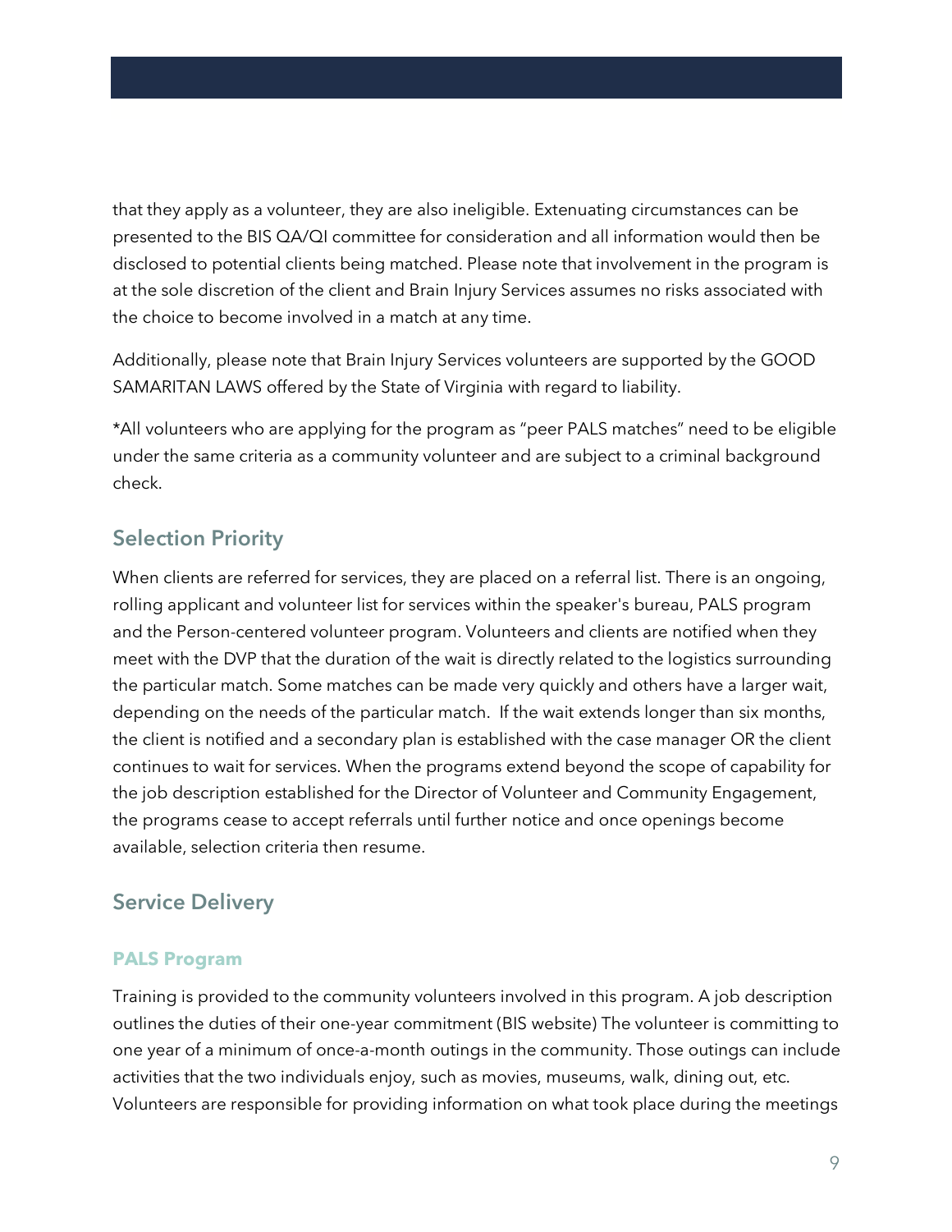that they apply as a volunteer, they are also ineligible. Extenuating circumstances can be presented to the BIS QA/QI committee for consideration and all information would then be disclosed to potential clients being matched. Please note that involvement in the program is at the sole discretion of the client and Brain Injury Services assumes no risks associated with the choice to become involved in a match at any time.

Additionally, please note that Brain Injury Services volunteers are supported by the GOOD SAMARITAN LAWS offered by the State of Virginia with regard to liability.

*All volunteers who are applying for the program as "peer PALS matches" need to be eligible under the same criteria as a community volunteer and are subject to a criminal background check.

## Selection Priority

When clients are referred for services, they are placed on a referral list. There is an ongoing, rolling applicant and volunteer list for services within the speaker's bureau, PALS program and the Person-centered volunteer program. Volunteers and clients are notified when they meet with the DVP that the duration of the wait is directly related to the logistics surrounding the particular match. Some matches can be made very quickly and others have a larger wait, depending on the needs of the particular match. If the wait extends longer than six months, the client is notified and a secondary plan is established with the case manager OR the client continues to wait for services. When the programs extend beyond the scope of capability for the job description established for the Director of Volunteer and Community Engagement, the programs cease to accept referrals until further notice and once openings become available, selection criteria then resume.

## Service Delivery

### PALS Program

Training is provided to the community volunteers involved in this program. A job description outlines the duties of their one-year commitment (BIS website) The volunteer is committing to one year of a minimum of once-a-month outings in the community. Those outings can include activities that the two individuals enjoy, such as movies, museums, walk, dining out, etc. Volunteers are responsible for providing information on what took place during the meetings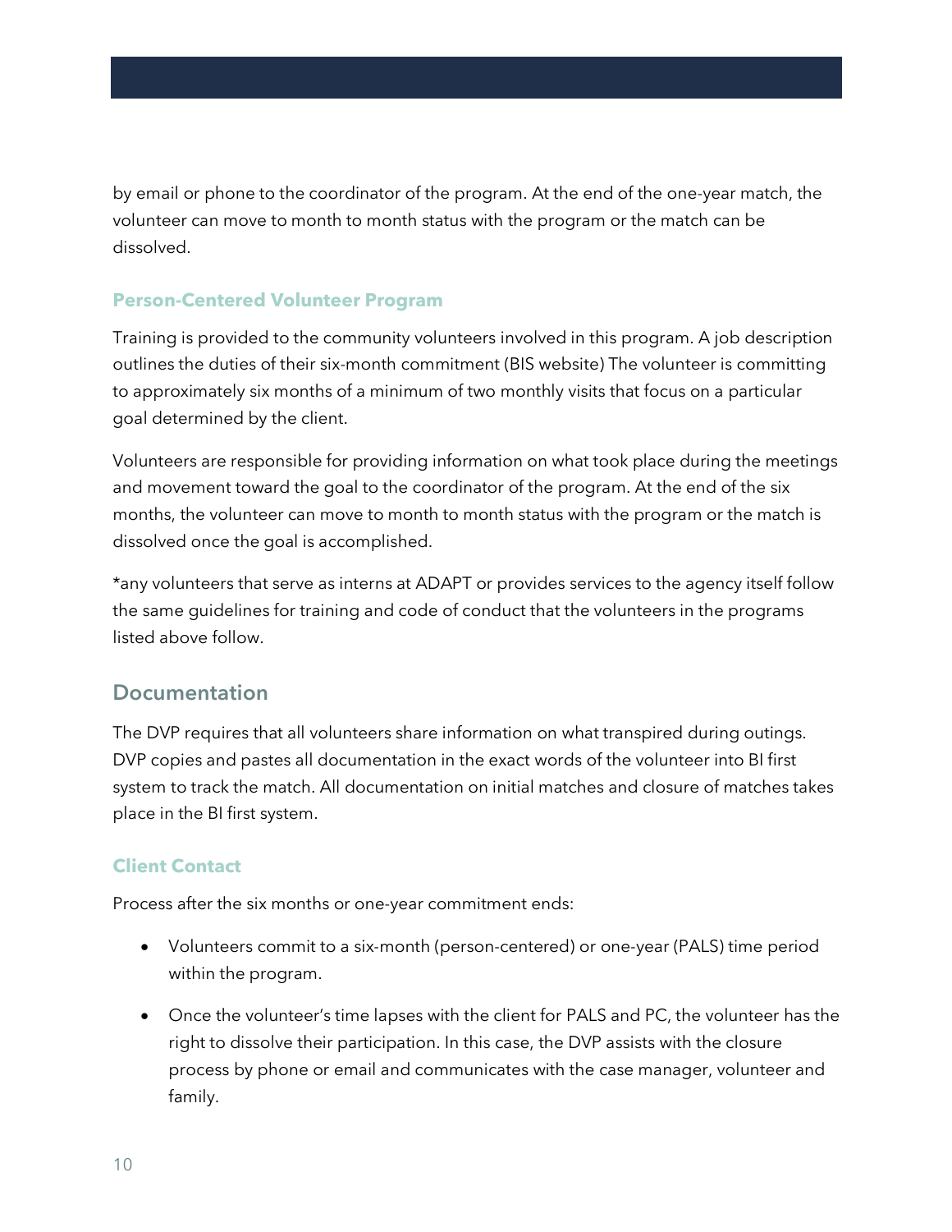by email or phone to the coordinator of the program. At the end of the one-year match, the volunteer can move to month to month status with the program or the match can be dissolved.

### Person-Centered Volunteer Program

Training is provided to the community volunteers involved in this program. A job description outlines the duties of their six-month commitment (BIS website) The volunteer is committing to approximately six months of a minimum of two monthly visits that focus on a particular goal determined by the client.

Volunteers are responsible for providing information on what took place during the meetings and movement toward the goal to the coordinator of the program. At the end of the six months, the volunteer can move to month to month status with the program or the match is dissolved once the goal is accomplished.

*any volunteers that serve as interns at ADAPT or provides services to the agency itself follow the same guidelines for training and code of conduct that the volunteers in the programs listed above follow.

## Documentation

The DVP requires that all volunteers share information on what transpired during outings. DVP copies and pastes all documentation in the exact words of the volunteer into BI first system to track the match. All documentation on initial matches and closure of matches takes place in the BI first system.

### Client Contact

Process after the six months or one-year commitment ends:

- Volunteers commit to a six-month (person-centered) or one-year (PALS) time period within the program.
- Once the volunteer's time lapses with the client for PALS and PC, the volunteer has the right to dissolve their participation. In this case, the DVP assists with the closure process by phone or email and communicates with the case manager, volunteer and family.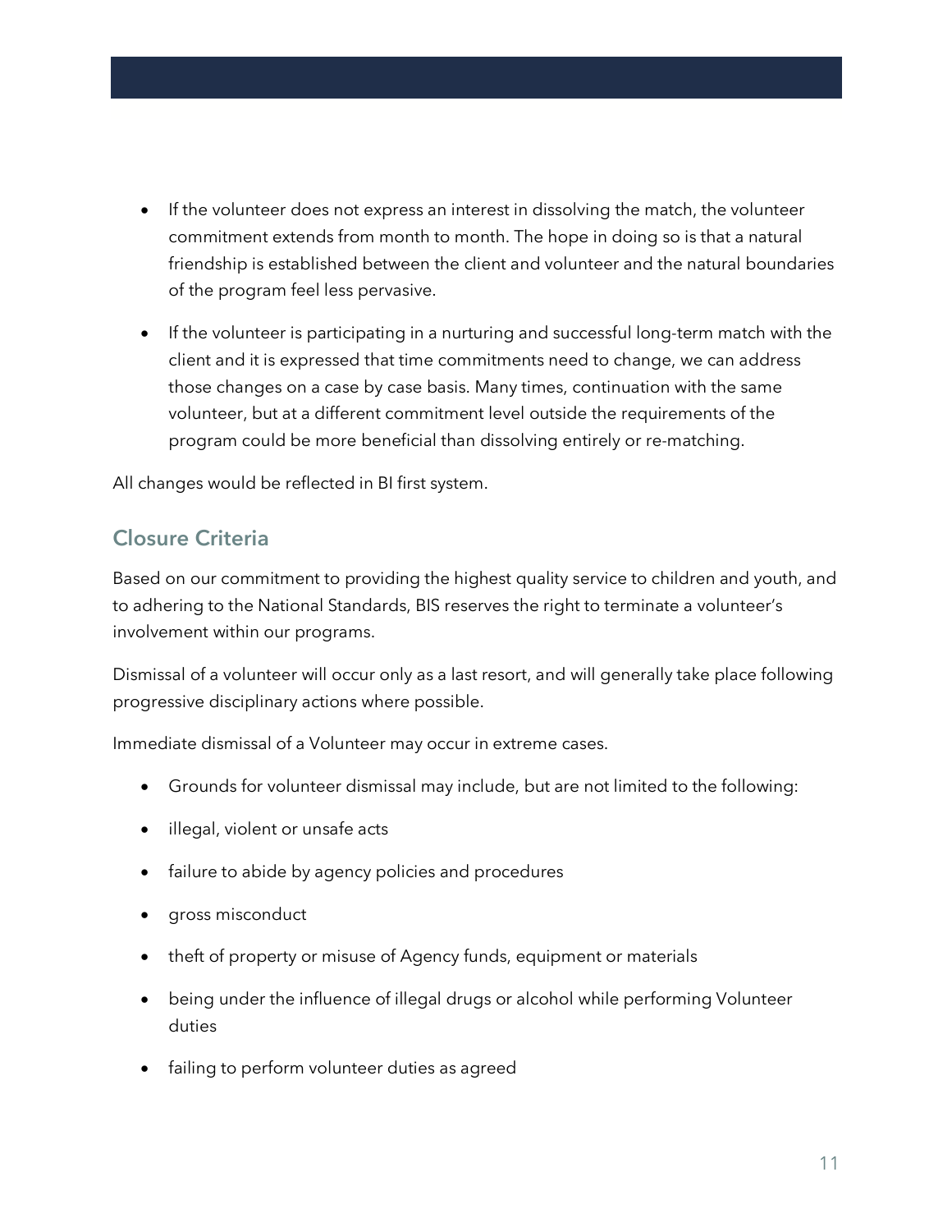- If the volunteer does not express an interest in dissolving the match, the volunteer commitment extends from month to month. The hope in doing so is that a natural friendship is established between the client and volunteer and the natural boundaries of the program feel less pervasive.

- If the volunteer is participating in a nurturing and successful long-term match with the client and it is expressed that time commitments need to change, we can address those changes on a case by case basis. Many times, continuation with the same volunteer, but at a different commitment level outside the requirements of the program could be more beneficial than dissolving entirely or re-matching.

All changes would be reflected in BI first system.

## Closure Criteria

Based on our commitment to providing the highest quality service to children and youth, and to adhering to the National Standards, BIS reserves the right to terminate a volunteer's involvement within our programs.

Dismissal of a volunteer will occur only as a last resort, and will generally take place following progressive disciplinary actions where possible.

Immediate dismissal of a Volunteer may occur in extreme cases.

- Grounds for volunteer dismissal may include, but are not limited to the following:
- illegal, violent or unsafe acts
- failure to abide by agency policies and procedures
- gross misconduct
- theft of property or misuse of Agency funds, equipment or materials
- being under the influence of illegal drugs or alcohol while performing Volunteer duties
- failing to perform volunteer duties as agreed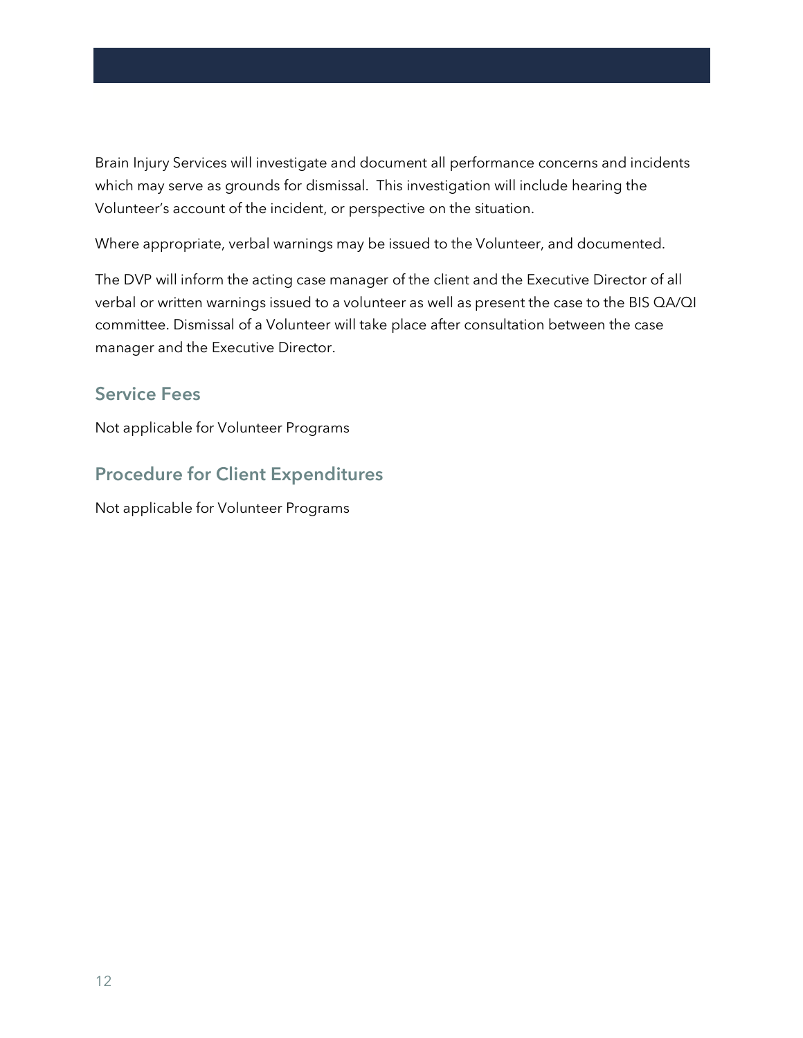Brain Injury Services will investigate and document all performance concerns and incidents which may serve as grounds for dismissal.  This investigation will include hearing the Volunteer's account of the incident, or perspective on the situation.

Where appropriate, verbal warnings may be issued to the Volunteer, and documented.

The DVP will inform the acting case manager of the client and the Executive Director of all verbal or written warnings issued to a volunteer as well as present the case to the BIS QA/QI committee. Dismissal of a Volunteer will take place after consultation between the case manager and the Executive Director.

## Service Fees

Not applicable for Volunteer Programs

## Procedure for Client Expenditures

Not applicable for Volunteer Programs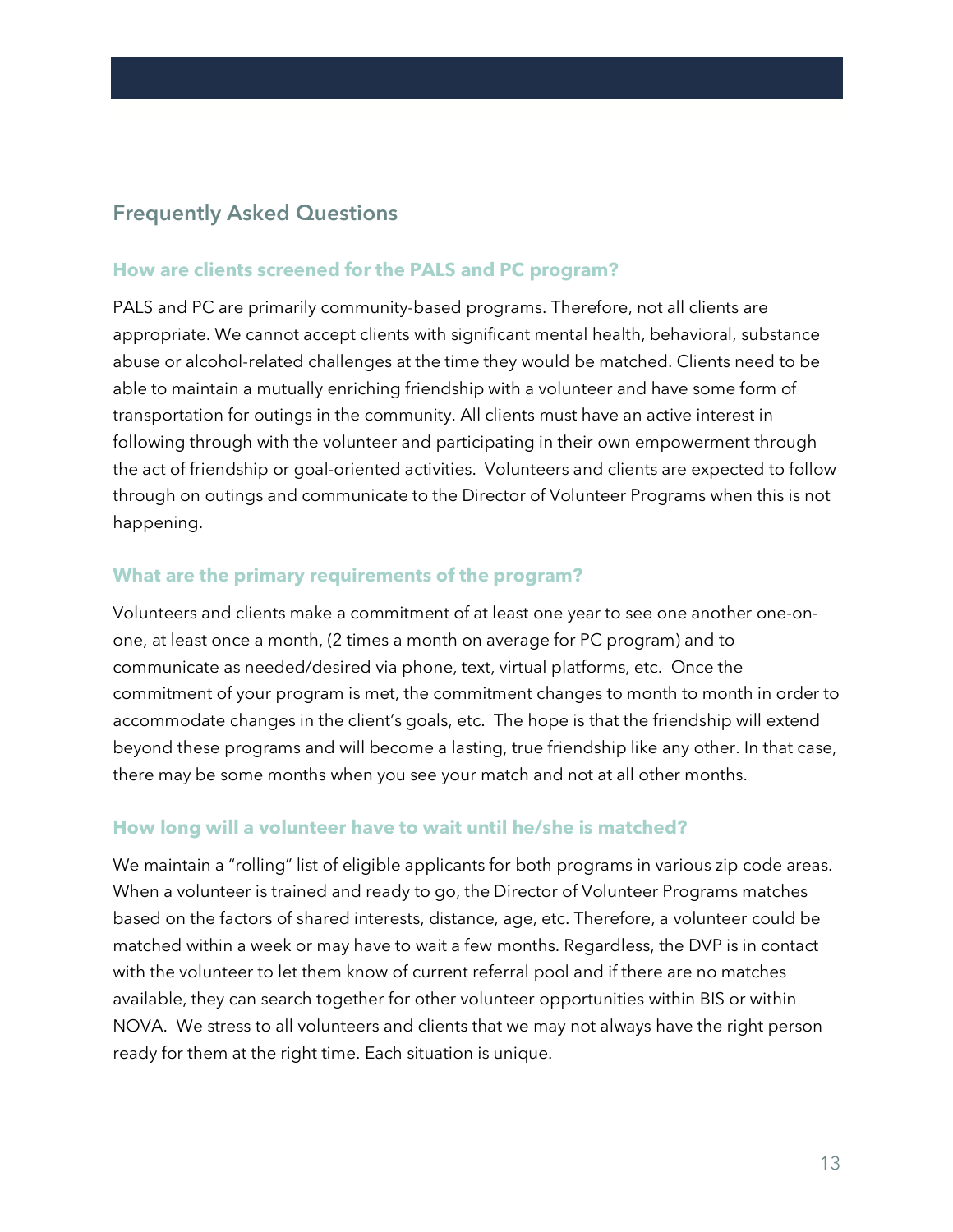## Frequently Asked Questions

### How are clients screened for the PALS and PC program?

PALS and PC are primarily community-based programs. Therefore, not all clients are appropriate. We cannot accept clients with significant mental health, behavioral, substance abuse or alcohol-related challenges at the time they would be matched. Clients need to be able to maintain a mutually enriching friendship with a volunteer and have some form of transportation for outings in the community. All clients must have an active interest in following through with the volunteer and participating in their own empowerment through the act of friendship or goal-oriented activities. Volunteers and clients are expected to follow through on outings and communicate to the Director of Volunteer Programs when this is not happening.

### What are the primary requirements of the program?

Volunteers and clients make a commitment of at least one year to see one another one-on-one, at least once a month, (2 times a month on average for PC program) and to communicate as needed/desired via phone, text, virtual platforms, etc. Once the commitment of your program is met, the commitment changes to month to month in order to accommodate changes in the client's goals, etc. The hope is that the friendship will extend beyond these programs and will become a lasting, true friendship like any other. In that case, there may be some months when you see your match and not at all other months.

### How long will a volunteer have to wait until he/she is matched?

We maintain a "rolling" list of eligible applicants for both programs in various zip code areas. When a volunteer is trained and ready to go, the Director of Volunteer Programs matches based on the factors of shared interests, distance, age, etc. Therefore, a volunteer could be matched within a week or may have to wait a few months. Regardless, the DVP is in contact with the volunteer to let them know of current referral pool and if there are no matches available, they can search together for other volunteer opportunities within BIS or within NOVA. We stress to all volunteers and clients that we may not always have the right person ready for them at the right time. Each situation is unique.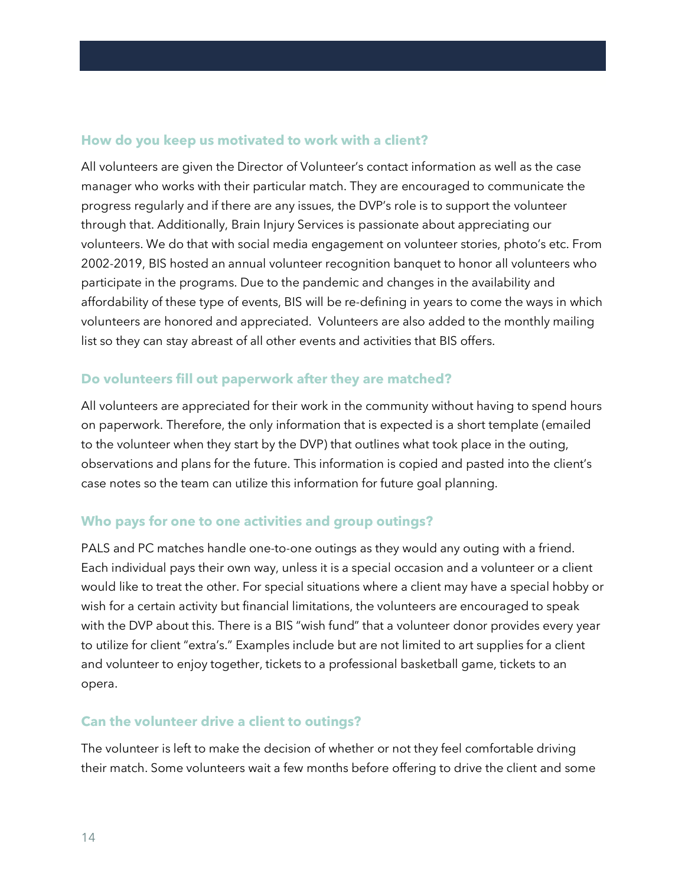### How do you keep us motivated to work with a client?

All volunteers are given the Director of Volunteer's contact information as well as the case manager who works with their particular match. They are encouraged to communicate the progress regularly and if there are any issues, the DVP's role is to support the volunteer through that. Additionally, Brain Injury Services is passionate about appreciating our volunteers. We do that with social media engagement on volunteer stories, photo's etc. From 2002-2019, BIS hosted an annual volunteer recognition banquet to honor all volunteers who participate in the programs. Due to the pandemic and changes in the availability and affordability of these type of events, BIS will be re-defining in years to come the ways in which volunteers are honored and appreciated.  Volunteers are also added to the monthly mailing list so they can stay abreast of all other events and activities that BIS offers.

### Do volunteers fill out paperwork after they are matched?

All volunteers are appreciated for their work in the community without having to spend hours on paperwork. Therefore, the only information that is expected is a short template (emailed to the volunteer when they start by the DVP) that outlines what took place in the outing, observations and plans for the future. This information is copied and pasted into the client's case notes so the team can utilize this information for future goal planning.

### Who pays for one to one activities and group outings?

PALS and PC matches handle one-to-one outings as they would any outing with a friend. Each individual pays their own way, unless it is a special occasion and a volunteer or a client would like to treat the other. For special situations where a client may have a special hobby or wish for a certain activity but financial limitations, the volunteers are encouraged to speak with the DVP about this. There is a BIS "wish fund" that a volunteer donor provides every year to utilize for client "extra's." Examples include but are not limited to art supplies for a client and volunteer to enjoy together, tickets to a professional basketball game, tickets to an opera.

### Can the volunteer drive a client to outings?

The volunteer is left to make the decision of whether or not they feel comfortable driving their match. Some volunteers wait a few months before offering to drive the client and some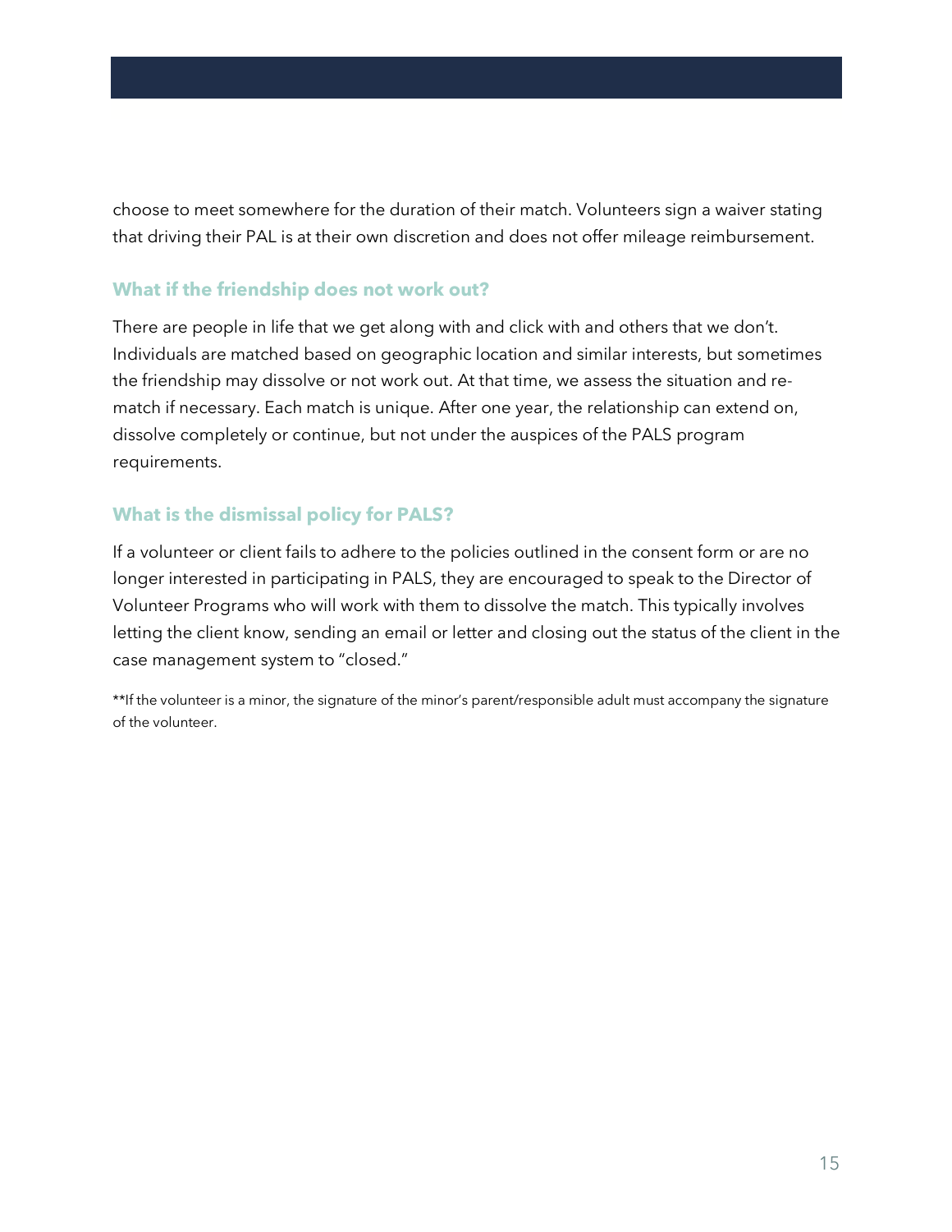choose to meet somewhere for the duration of their match. Volunteers sign a waiver stating that driving their PAL is at their own discretion and does not offer mileage reimbursement.

### What if the friendship does not work out?

There are people in life that we get along with and click with and others that we don't. Individuals are matched based on geographic location and similar interests, but sometimes the friendship may dissolve or not work out. At that time, we assess the situation and re-match if necessary. Each match is unique. After one year, the relationship can extend on, dissolve completely or continue, but not under the auspices of the PALS program requirements.

### What is the dismissal policy for PALS?

If a volunteer or client fails to adhere to the policies outlined in the consent form or are no longer interested in participating in PALS, they are encouraged to speak to the Director of Volunteer Programs who will work with them to dissolve the match. This typically involves letting the client know, sending an email or letter and closing out the status of the client in the case management system to "closed."

**If the volunteer is a minor, the signature of the minor's parent/responsible adult must accompany the signature of the volunteer.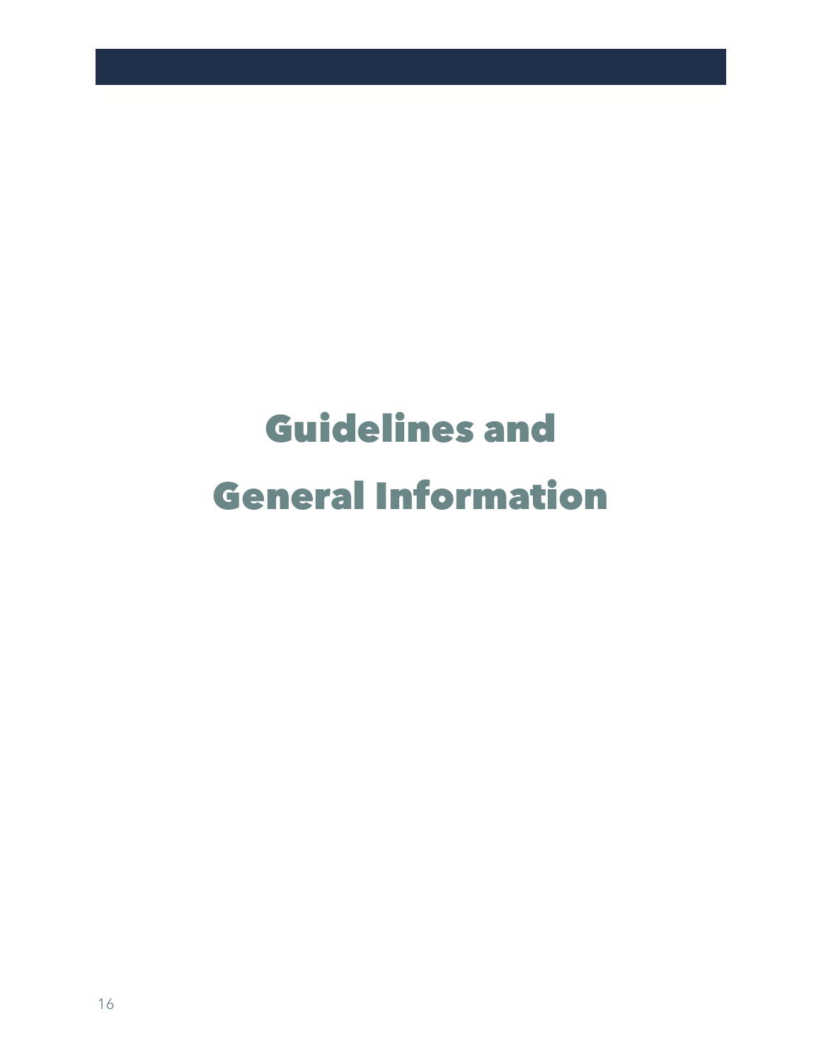# Guidelines and General Information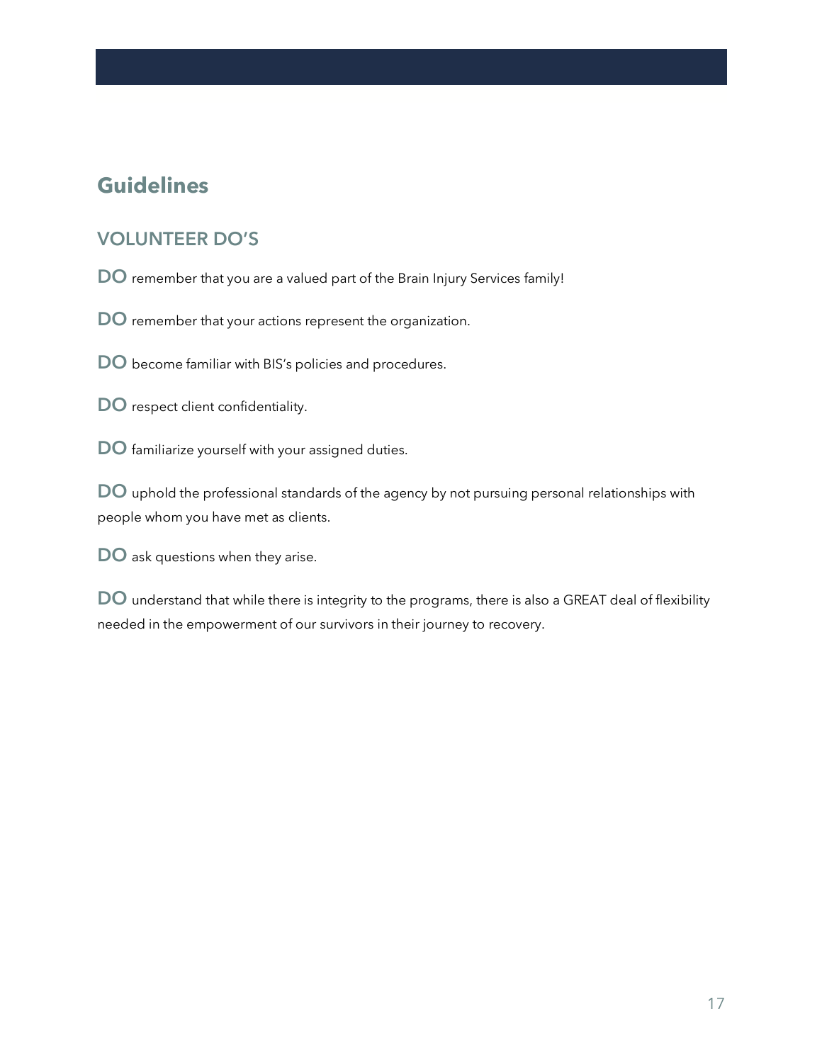## Guidelines

### VOLUNTEER DO'S

**DO** remember that you are a valued part of the Brain Injury Services family!

**DO** remember that your actions represent the organization.

**DO** become familiar with BIS's policies and procedures.

**DO** respect client confidentiality.

**DO** familiarize yourself with your assigned duties.

**DO** uphold the professional standards of the agency by not pursuing personal relationships with people whom you have met as clients.

**DO** ask questions when they arise.

**DO** understand that while there is integrity to the programs, there is also a GREAT deal of flexibility needed in the empowerment of our survivors in their journey to recovery.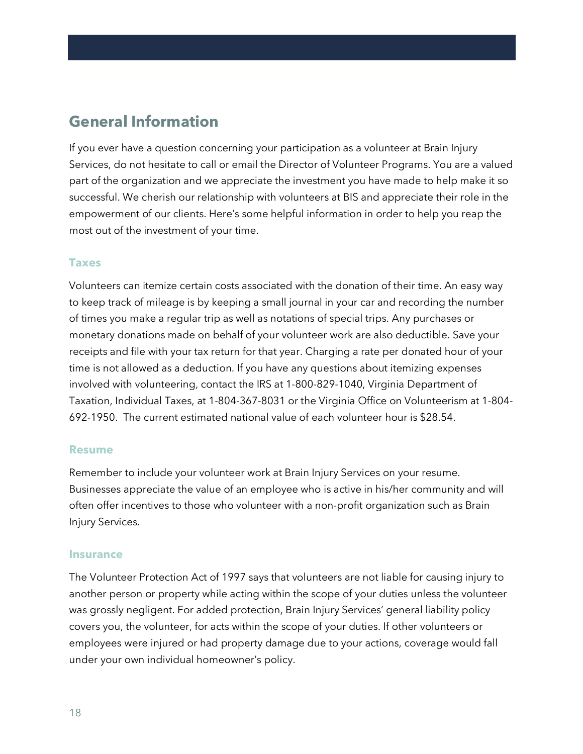## General Information

If you ever have a question concerning your participation as a volunteer at Brain Injury Services, do not hesitate to call or email the Director of Volunteer Programs. You are a valued part of the organization and we appreciate the investment you have made to help make it so successful. We cherish our relationship with volunteers at BIS and appreciate their role in the empowerment of our clients. Here's some helpful information in order to help you reap the most out of the investment of your time.

### Taxes

Volunteers can itemize certain costs associated with the donation of their time. An easy way to keep track of mileage is by keeping a small journal in your car and recording the number of times you make a regular trip as well as notations of special trips. Any purchases or monetary donations made on behalf of your volunteer work are also deductible. Save your receipts and file with your tax return for that year. Charging a rate per donated hour of your time is not allowed as a deduction. If you have any questions about itemizing expenses involved with volunteering, contact the IRS at 1-800-829-1040, Virginia Department of Taxation, Individual Taxes, at 1-804-367-8031 or the Virginia Office on Volunteerism at 1-804-692-1950. The current estimated national value of each volunteer hour is $28.54.

### Resume

Remember to include your volunteer work at Brain Injury Services on your resume. Businesses appreciate the value of an employee who is active in his/her community and will often offer incentives to those who volunteer with a non-profit organization such as Brain Injury Services.

### Insurance

The Volunteer Protection Act of 1997 says that volunteers are not liable for causing injury to another person or property while acting within the scope of your duties unless the volunteer was grossly negligent. For added protection, Brain Injury Services' general liability policy covers you, the volunteer, for acts within the scope of your duties. If other volunteers or employees were injured or had property damage due to your actions, coverage would fall under your own individual homeowner's policy.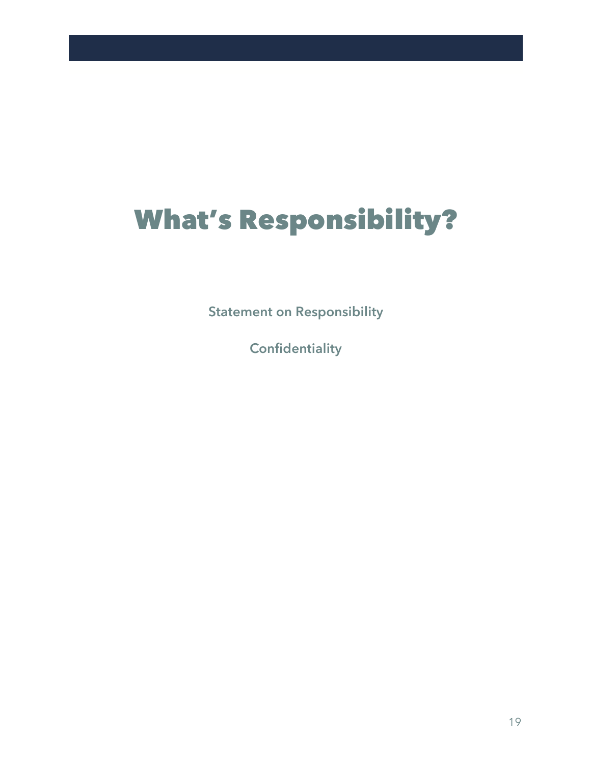# What’s Responsibility?

Statement on Responsibility

Confidentiality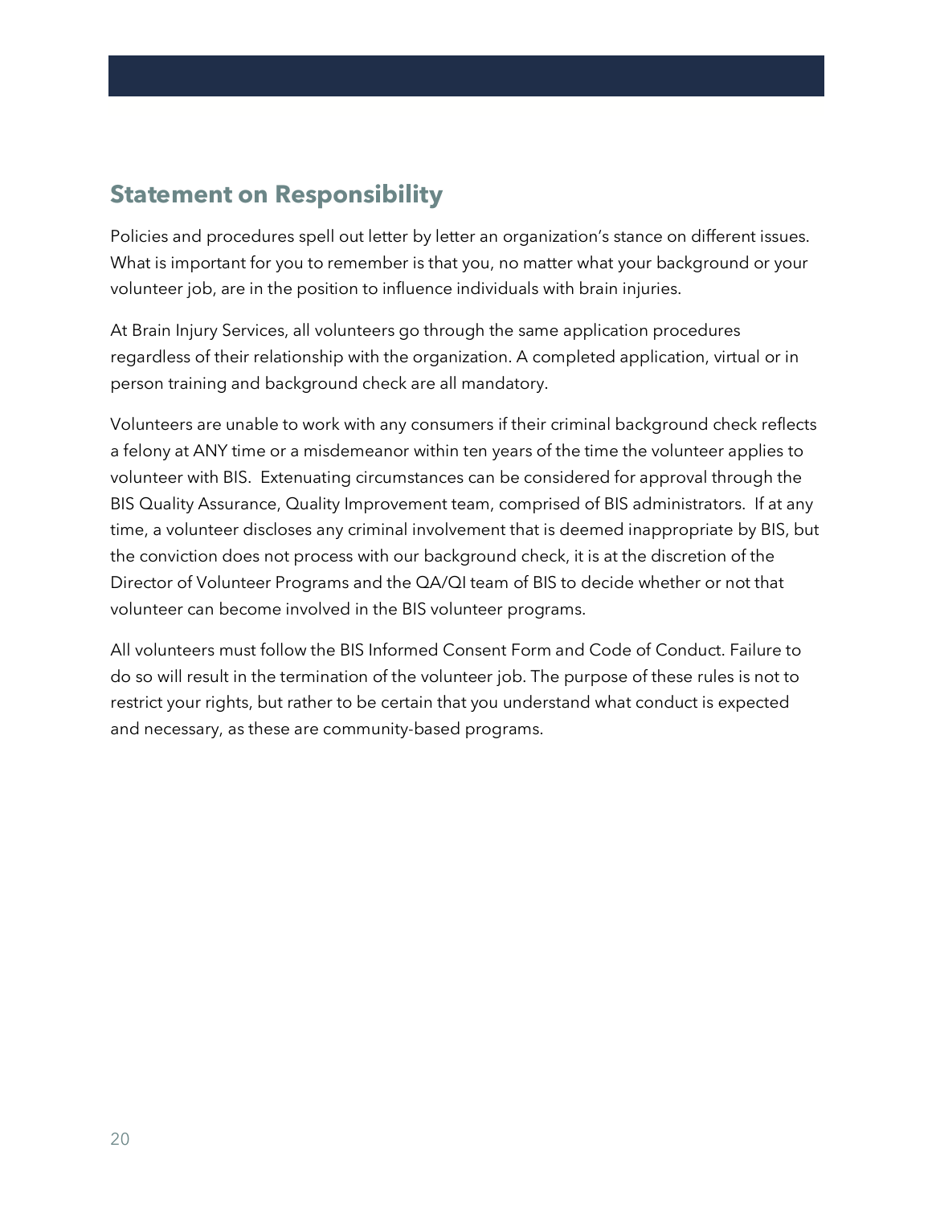## Statement on Responsibility

Policies and procedures spell out letter by letter an organization's stance on different issues. What is important for you to remember is that you, no matter what your background or your volunteer job, are in the position to influence individuals with brain injuries.

At Brain Injury Services, all volunteers go through the same application procedures regardless of their relationship with the organization. A completed application, virtual or in person training and background check are all mandatory.

Volunteers are unable to work with any consumers if their criminal background check reflects a felony at ANY time or a misdemeanor within ten years of the time the volunteer applies to volunteer with BIS. Extenuating circumstances can be considered for approval through the BIS Quality Assurance, Quality Improvement team, comprised of BIS administrators. If at any time, a volunteer discloses any criminal involvement that is deemed inappropriate by BIS, but the conviction does not process with our background check, it is at the discretion of the Director of Volunteer Programs and the QA/QI team of BIS to decide whether or not that volunteer can become involved in the BIS volunteer programs.

All volunteers must follow the BIS Informed Consent Form and Code of Conduct. Failure to do so will result in the termination of the volunteer job. The purpose of these rules is not to restrict your rights, but rather to be certain that you understand what conduct is expected and necessary, as these are community-based programs.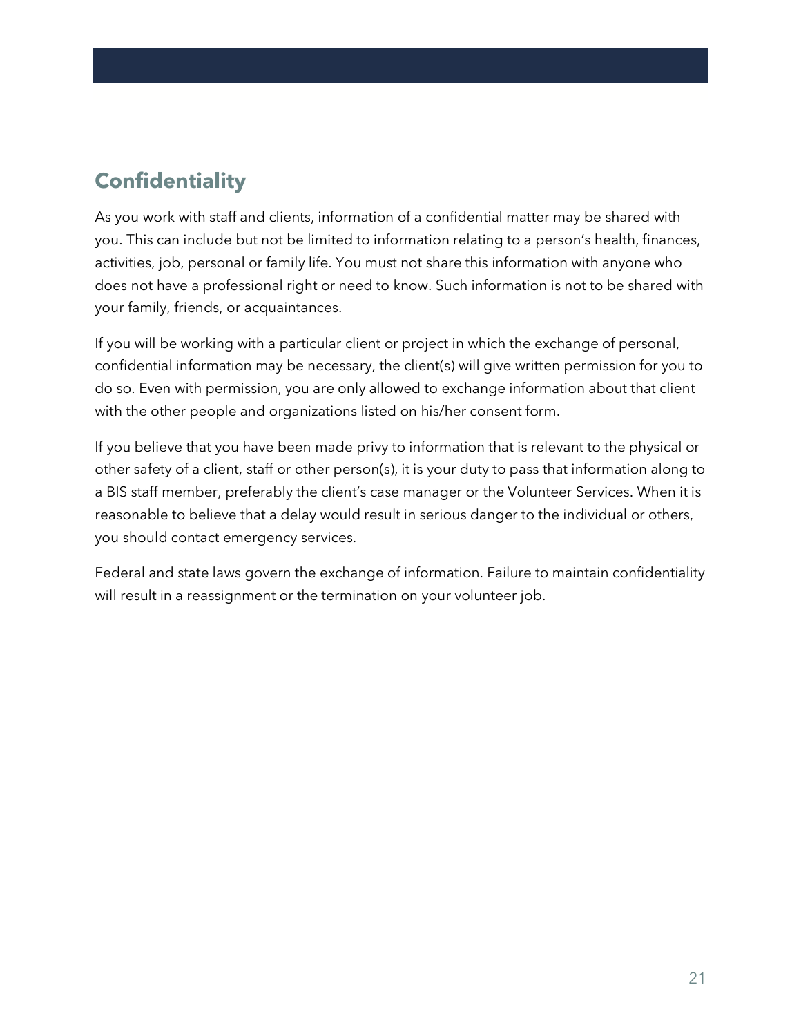## Confidentiality

As you work with staff and clients, information of a confidential matter may be shared with you. This can include but not be limited to information relating to a person's health, finances, activities, job, personal or family life. You must not share this information with anyone who does not have a professional right or need to know. Such information is not to be shared with your family, friends, or acquaintances.

If you will be working with a particular client or project in which the exchange of personal, confidential information may be necessary, the client(s) will give written permission for you to do so. Even with permission, you are only allowed to exchange information about that client with the other people and organizations listed on his/her consent form.

If you believe that you have been made privy to information that is relevant to the physical or other safety of a client, staff or other person(s), it is your duty to pass that information along to a BIS staff member, preferably the client's case manager or the Volunteer Services. When it is reasonable to believe that a delay would result in serious danger to the individual or others, you should contact emergency services.

Federal and state laws govern the exchange of information. Failure to maintain confidentiality will result in a reassignment or the termination on your volunteer job.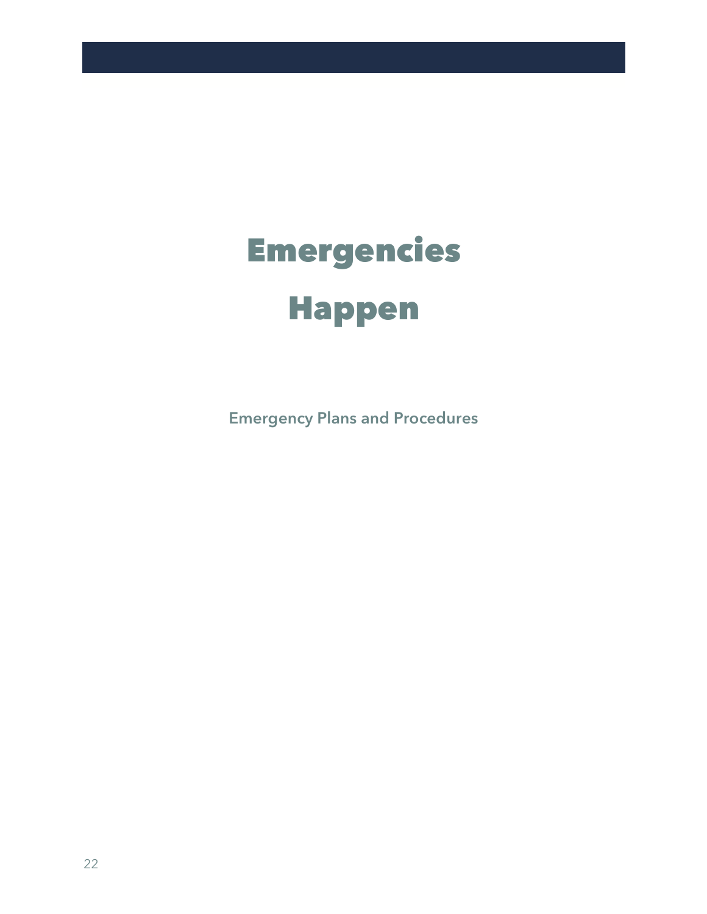# Emergencies Happen

Emergency Plans and Procedures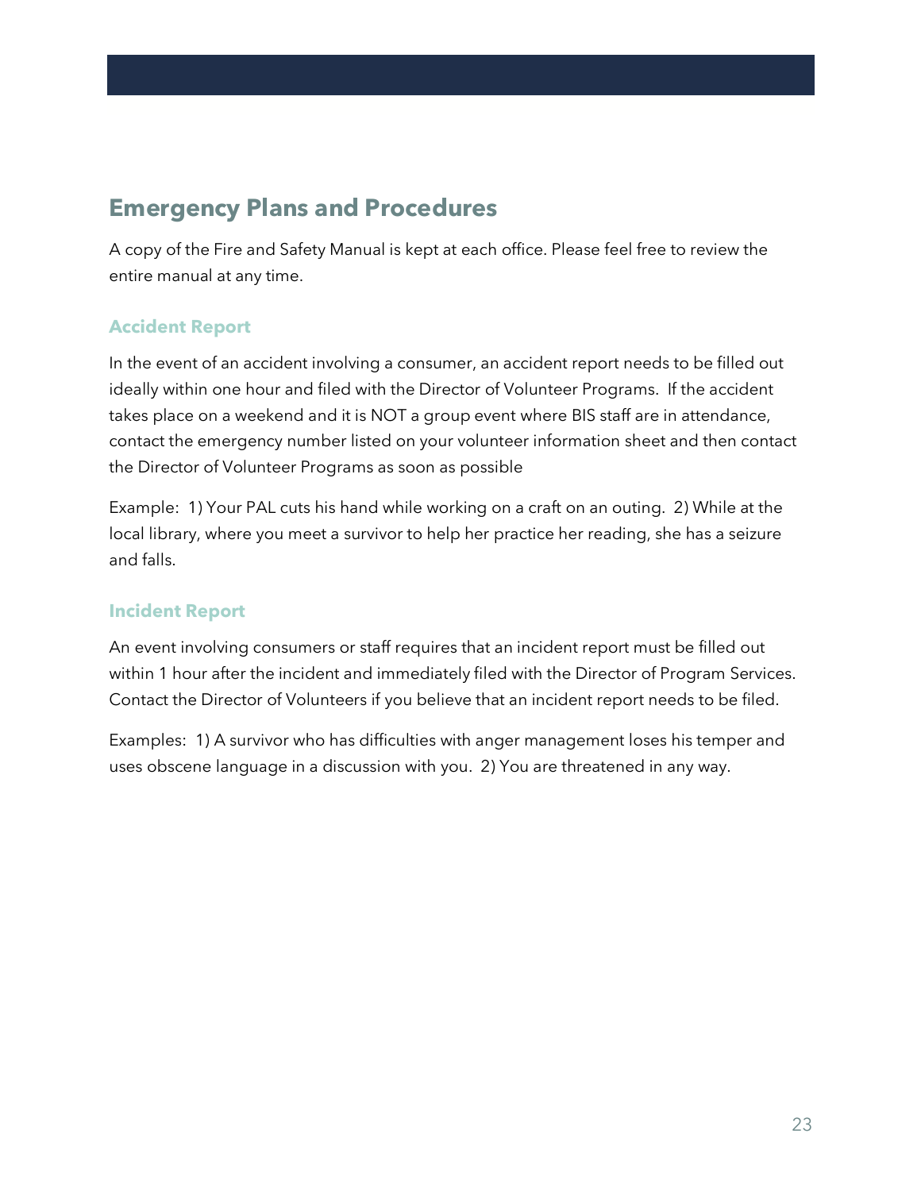## Emergency Plans and Procedures

A copy of the Fire and Safety Manual is kept at each office. Please feel free to review the entire manual at any time.

### Accident Report

In the event of an accident involving a consumer, an accident report needs to be filled out ideally within one hour and filed with the Director of Volunteer Programs. If the accident takes place on a weekend and it is NOT a group event where BIS staff are in attendance, contact the emergency number listed on your volunteer information sheet and then contact the Director of Volunteer Programs as soon as possible

Example: 1) Your PAL cuts his hand while working on a craft on an outing. 2) While at the local library, where you meet a survivor to help her practice her reading, she has a seizure and falls.

### Incident Report

An event involving consumers or staff requires that an incident report must be filled out within 1 hour after the incident and immediately filed with the Director of Program Services. Contact the Director of Volunteers if you believe that an incident report needs to be filed.

Examples: 1) A survivor who has difficulties with anger management loses his temper and uses obscene language in a discussion with you. 2) You are threatened in any way.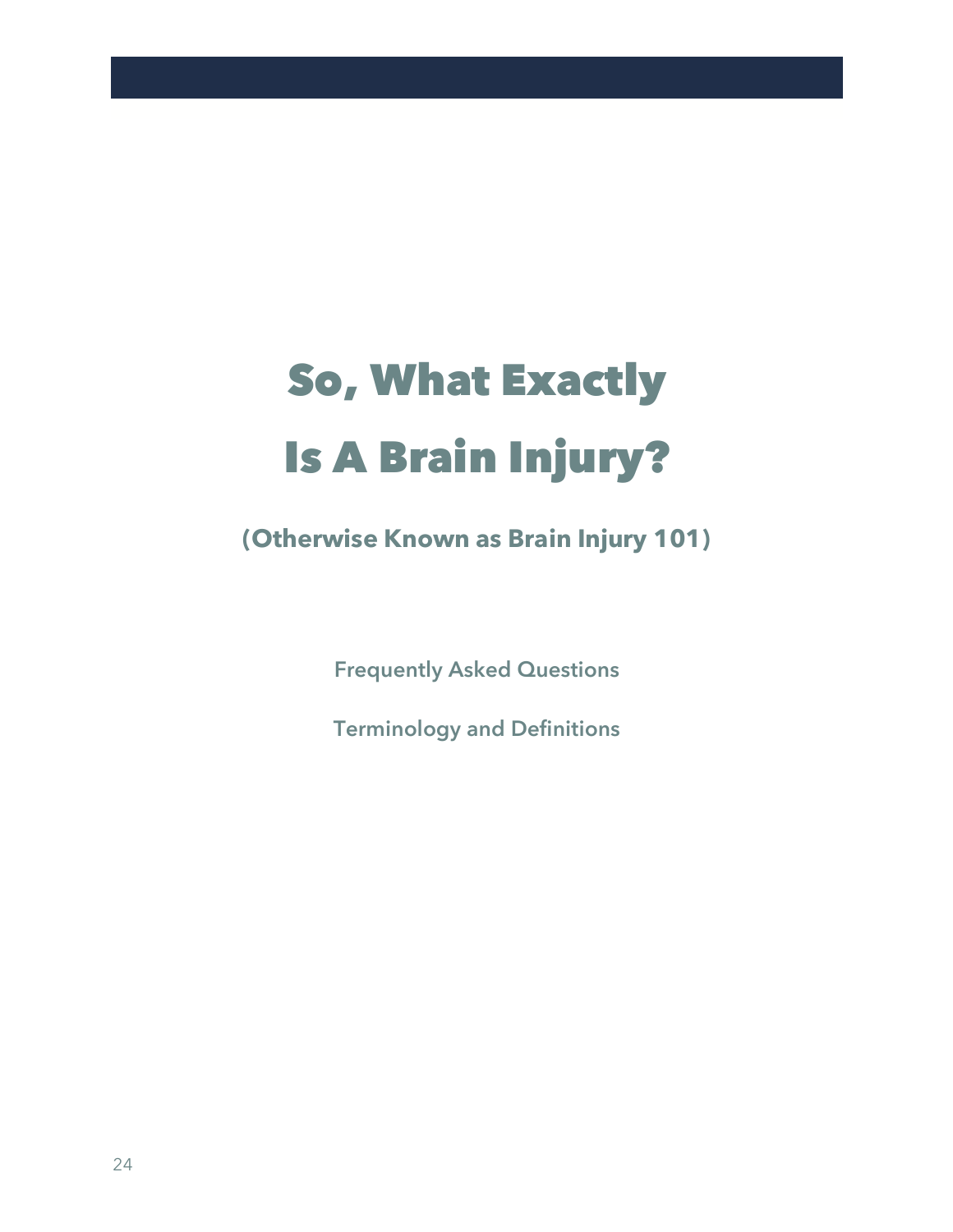# So, What Exactly Is A Brain Injury?

**(Otherwise Known as Brain Injury 101)**

Frequently Asked Questions

Terminology and Definitions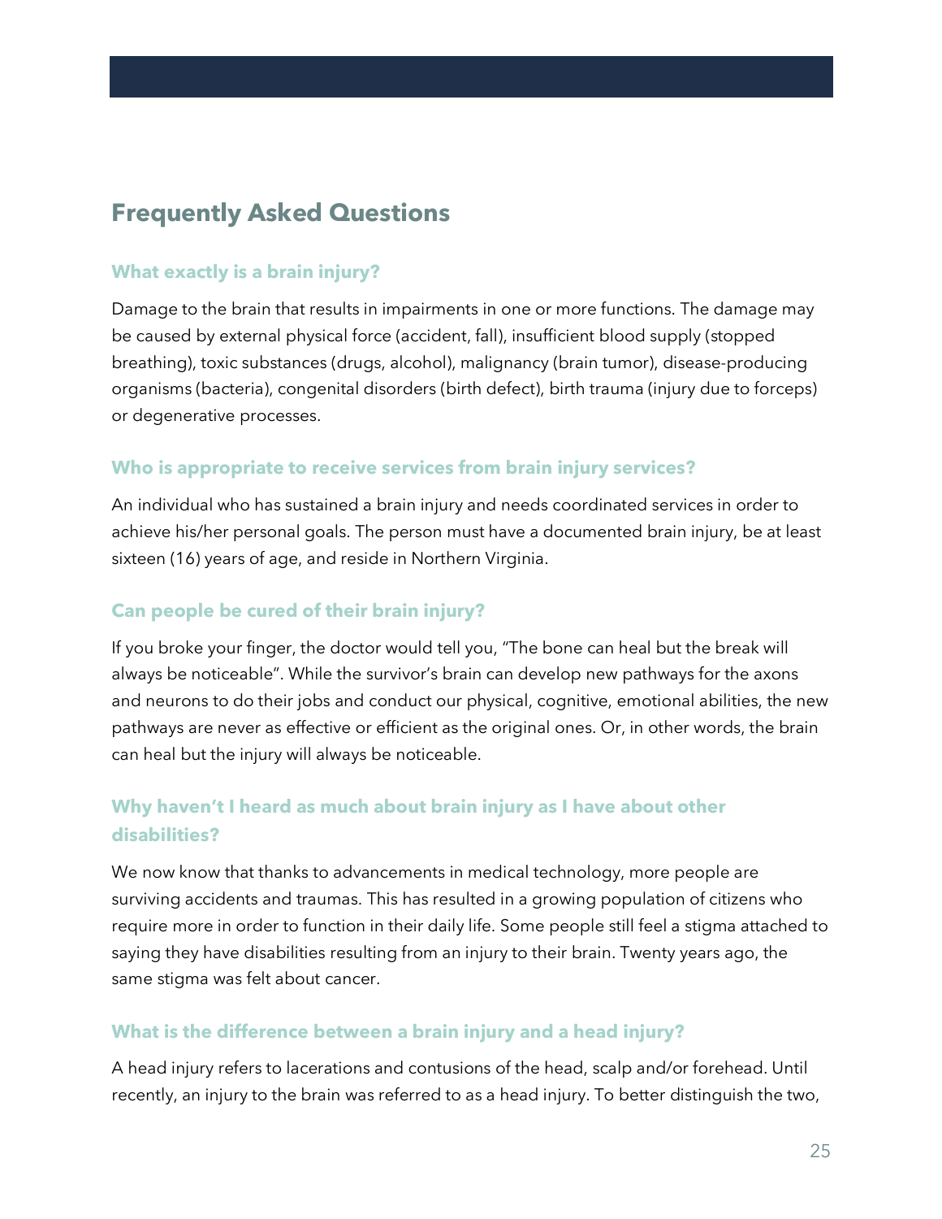## Frequently Asked Questions

### What exactly is a brain injury?

Damage to the brain that results in impairments in one or more functions. The damage may be caused by external physical force (accident, fall), insufficient blood supply (stopped breathing), toxic substances (drugs, alcohol), malignancy (brain tumor), disease-producing organisms (bacteria), congenital disorders (birth defect), birth trauma (injury due to forceps) or degenerative processes.

### Who is appropriate to receive services from brain injury services?

An individual who has sustained a brain injury and needs coordinated services in order to achieve his/her personal goals. The person must have a documented brain injury, be at least sixteen (16) years of age, and reside in Northern Virginia.

### Can people be cured of their brain injury?

If you broke your finger, the doctor would tell you, "The bone can heal but the break will always be noticeable". While the survivor's brain can develop new pathways for the axons and neurons to do their jobs and conduct our physical, cognitive, emotional abilities, the new pathways are never as effective or efficient as the original ones. Or, in other words, the brain can heal but the injury will always be noticeable.

### Why haven't I heard as much about brain injury as I have about other disabilities?

We now know that thanks to advancements in medical technology, more people are surviving accidents and traumas. This has resulted in a growing population of citizens who require more in order to function in their daily life. Some people still feel a stigma attached to saying they have disabilities resulting from an injury to their brain. Twenty years ago, the same stigma was felt about cancer.

### What is the difference between a brain injury and a head injury?

A head injury refers to lacerations and contusions of the head, scalp and/or forehead. Until recently, an injury to the brain was referred to as a head injury. To better distinguish the two,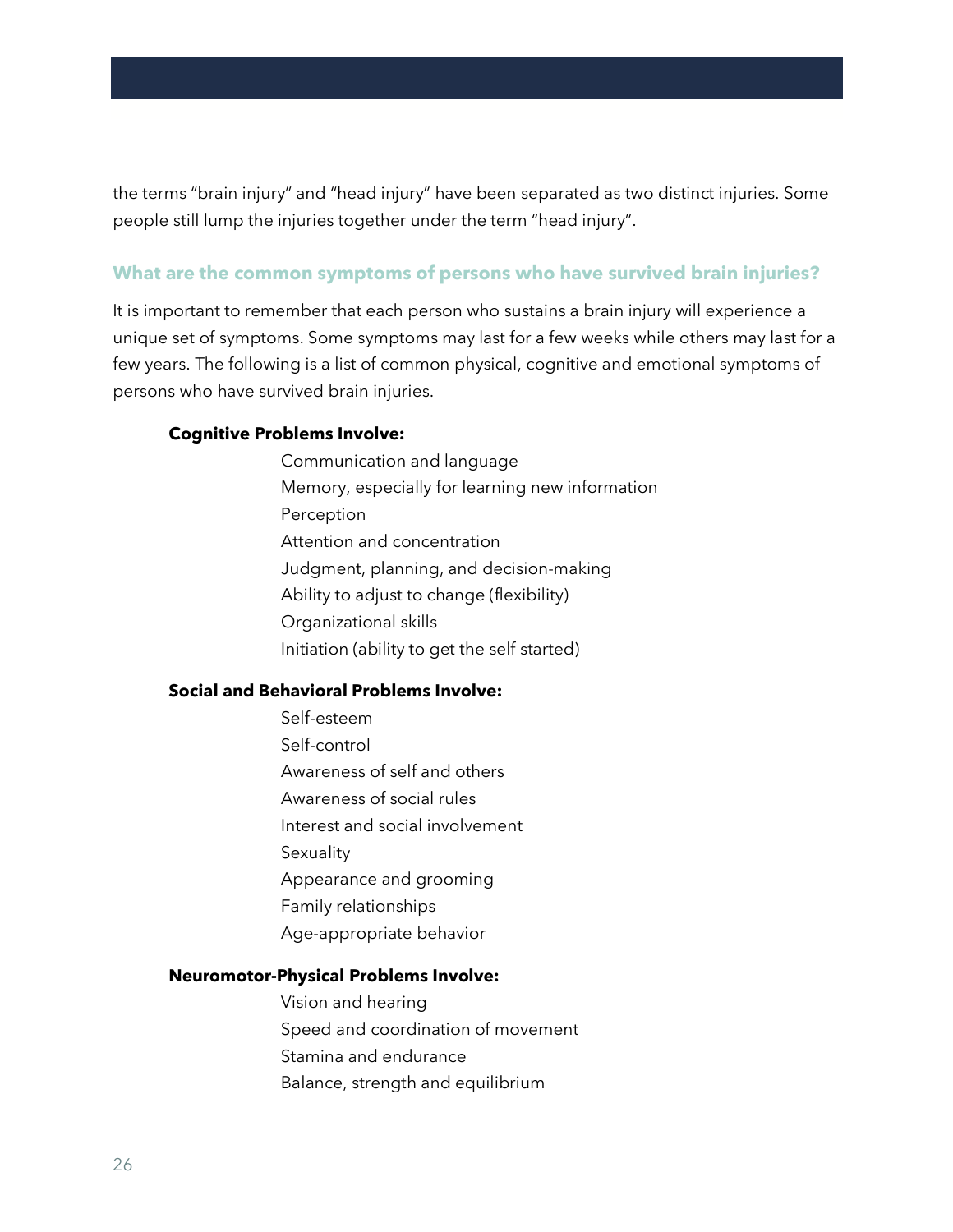the terms “brain injury” and “head injury” have been separated as two distinct injuries. Some people still lump the injuries together under the term “head injury”.

### What are the common symptoms of persons who have survived brain injuries?

It is important to remember that each person who sustains a brain injury will experience a unique set of symptoms. Some symptoms may last for a few weeks while others may last for a few years. The following is a list of common physical, cognitive and emotional symptoms of persons who have survived brain injuries.

**Cognitive Problems Involve:**

- Communication and language
- Memory, especially for learning new information
- Perception
- Attention and concentration
- Judgment, planning, and decision-making
- Ability to adjust to change (flexibility)
- Organizational skills
- Initiation (ability to get the self started)

**Social and Behavioral Problems Involve:**

- Self-esteem
- Self-control
- Awareness of self and others
- Awareness of social rules
- Interest and social involvement
- Sexuality
- Appearance and grooming
- Family relationships
- Age-appropriate behavior

**Neuromotor-Physical Problems Involve:**

- Vision and hearing
- Speed and coordination of movement
- Stamina and endurance
- Balance, strength and equilibrium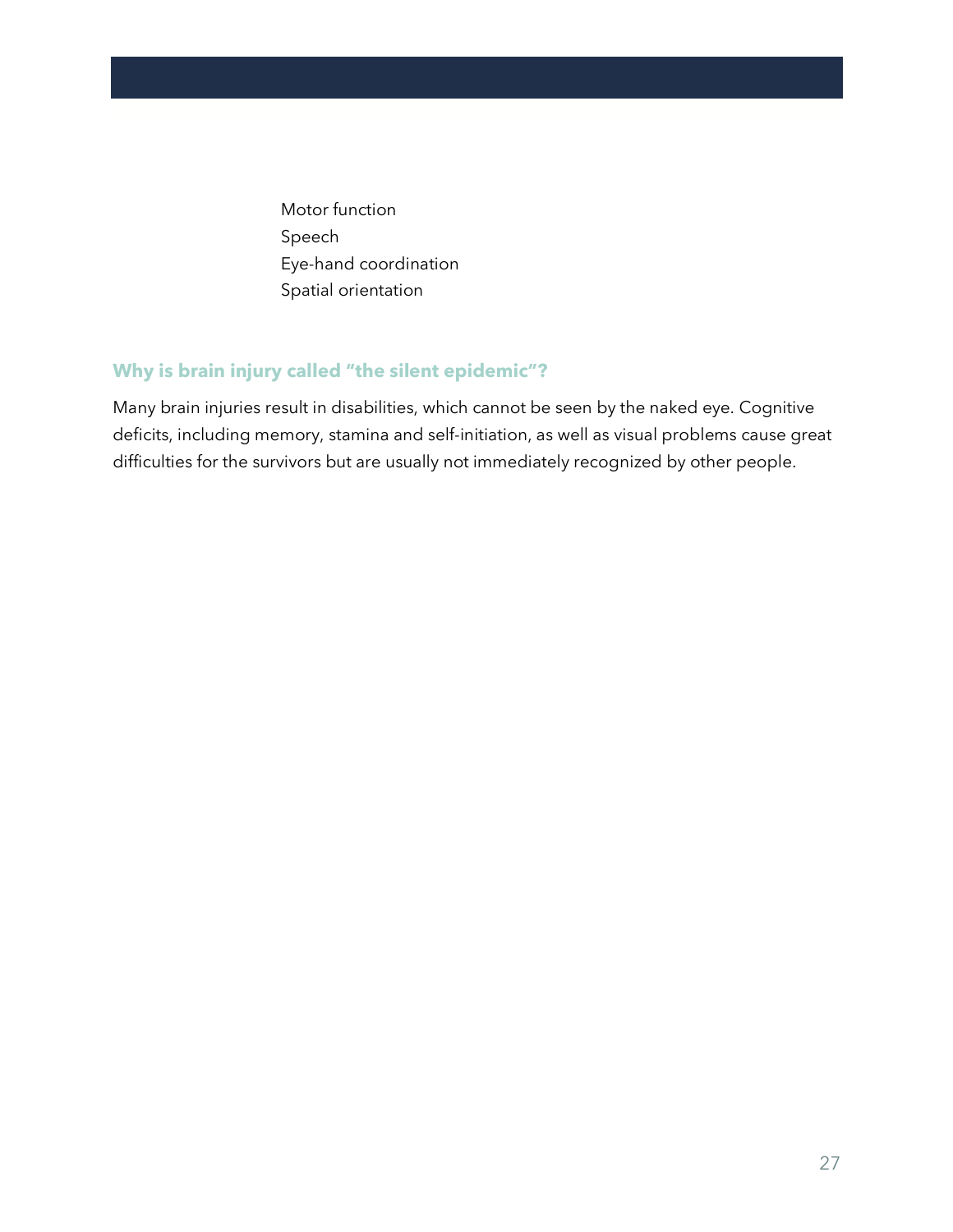- Motor function
- Speech
- Eye-hand coordination
- Spatial orientation

### Why is brain injury called "the silent epidemic"?

Many brain injuries result in disabilities, which cannot be seen by the naked eye. Cognitive deficits, including memory, stamina and self-initiation, as well as visual problems cause great difficulties for the survivors but are usually not immediately recognized by other people.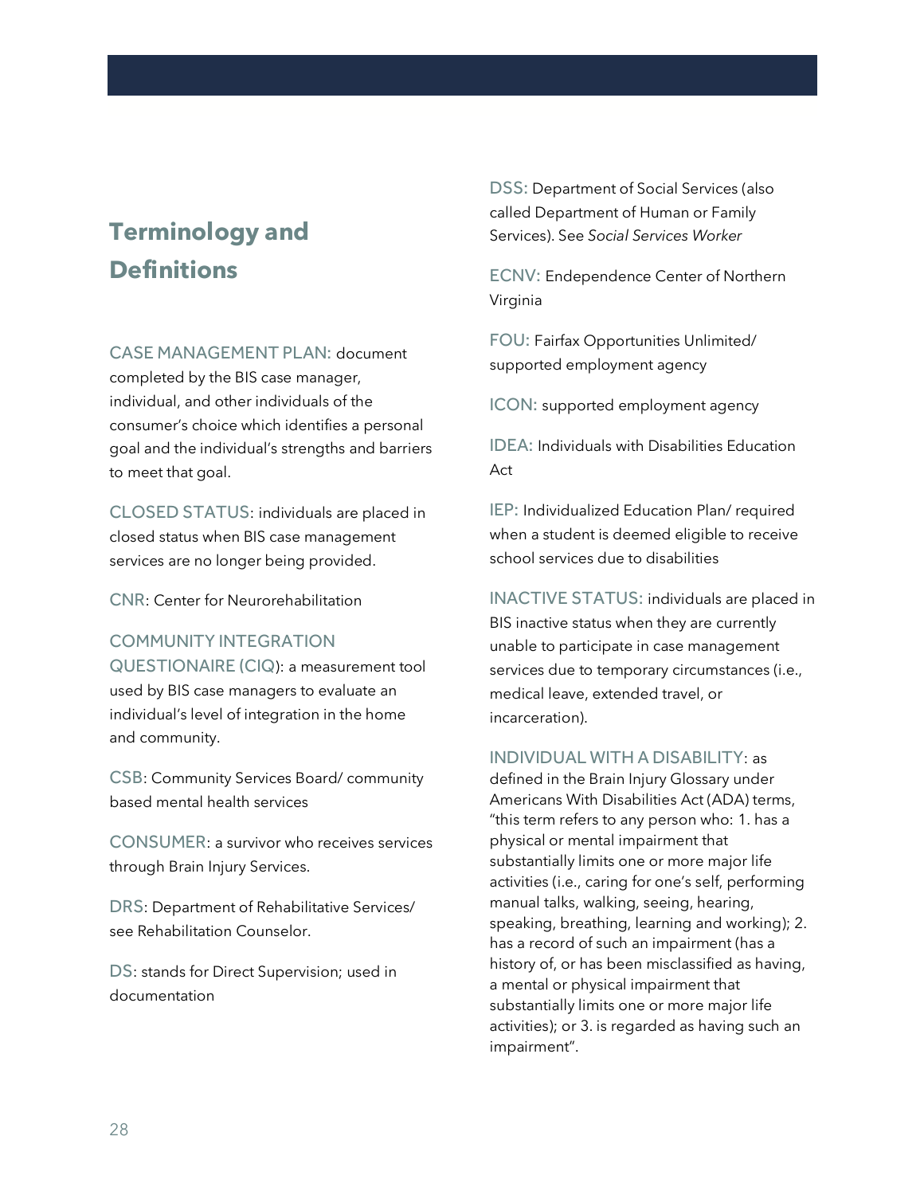## Terminology and Definitions

CASE MANAGEMENT PLAN: document completed by the BIS case manager, individual, and other individuals of the consumer's choice which identifies a personal goal and the individual's strengths and barriers to meet that goal.

CLOSED STATUS: individuals are placed in closed status when BIS case management services are no longer being provided.

CNR: Center for Neurorehabilitation

COMMUNITY INTEGRATION QUESTIONAIRE (CIQ): a measurement tool used by BIS case managers to evaluate an individual's level of integration in the home and community.

CSB: Community Services Board/ community based mental health services

CONSUMER: a survivor who receives services through Brain Injury Services.

DRS: Department of Rehabilitative Services/ see Rehabilitation Counselor.

DS: stands for Direct Supervision; used in documentation

DSS: Department of Social Services (also called Department of Human or Family Services). See *Social Services Worker*

ECNV: Endependence Center of Northern Virginia

FOU: Fairfax Opportunities Unlimited/ supported employment agency

ICON: supported employment agency

IDEA: Individuals with Disabilities Education Act

IEP: Individualized Education Plan/ required when a student is deemed eligible to receive school services due to disabilities

INACTIVE STATUS: individuals are placed in BIS inactive status when they are currently unable to participate in case management services due to temporary circumstances (i.e., medical leave, extended travel, or incarceration).

INDIVIDUAL WITH A DISABILITY: as defined in the Brain Injury Glossary under Americans With Disabilities Act (ADA) terms, "this term refers to any person who: 1. has a physical or mental impairment that substantially limits one or more major life activities (i.e., caring for one's self, performing manual talks, walking, seeing, hearing, speaking, breathing, learning and working); 2. has a record of such an impairment (has a history of, or has been misclassified as having, a mental or physical impairment that substantially limits one or more major life activities); or 3. is regarded as having such an impairment".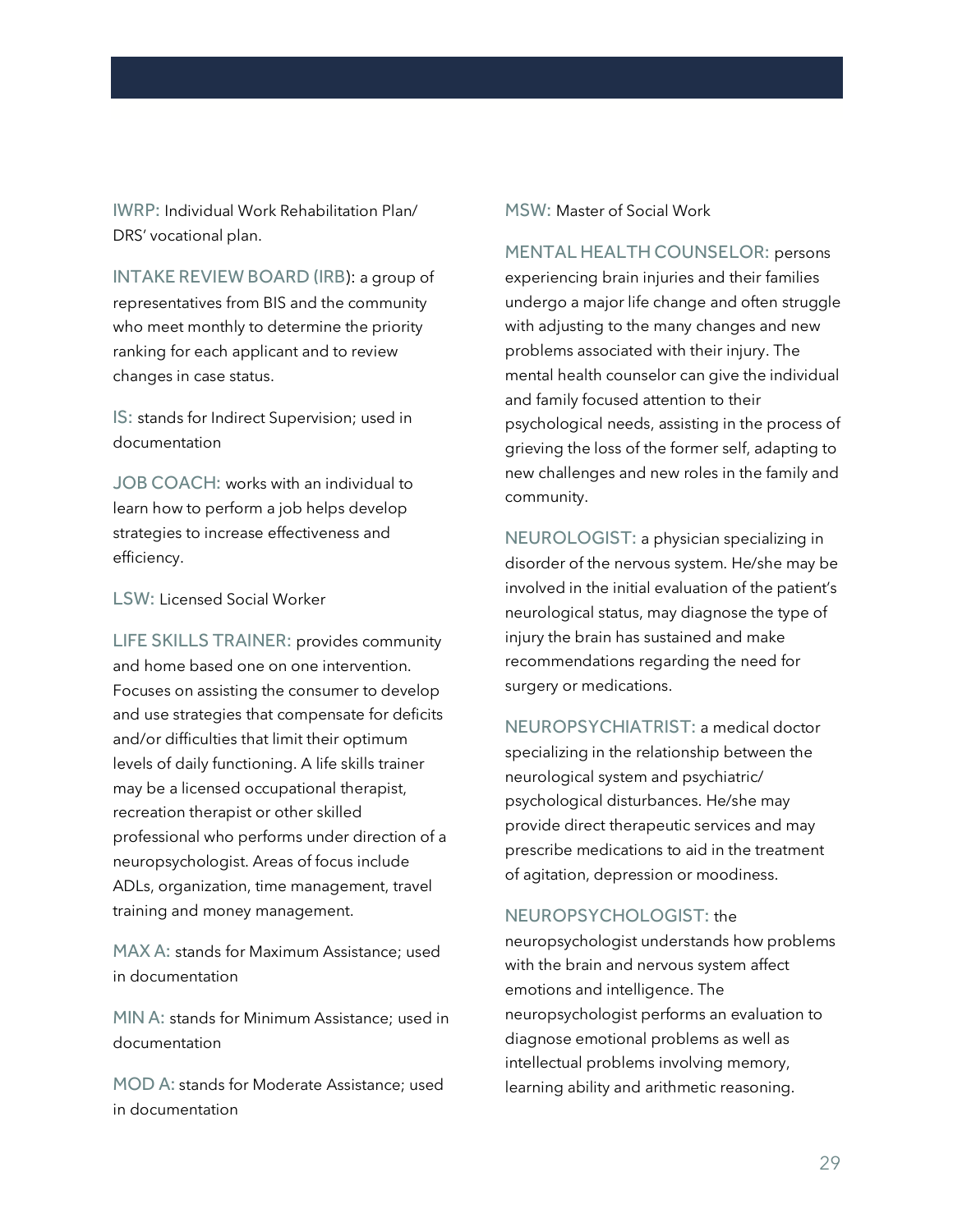**IWRP:** Individual Work Rehabilitation Plan/ DRS' vocational plan.

**INTAKE REVIEW BOARD (IRB):** a group of representatives from BIS and the community who meet monthly to determine the priority ranking for each applicant and to review changes in case status.

**IS:** stands for Indirect Supervision; used in documentation

**JOB COACH:** works with an individual to learn how to perform a job helps develop strategies to increase effectiveness and efficiency.

**LSW:** Licensed Social Worker

**LIFE SKILLS TRAINER:** provides community and home based one on one intervention. Focuses on assisting the consumer to develop and use strategies that compensate for deficits and/or difficulties that limit their optimum levels of daily functioning. A life skills trainer may be a licensed occupational therapist, recreation therapist or other skilled professional who performs under direction of a neuropsychologist. Areas of focus include ADLs, organization, time management, travel training and money management.

**MAX A:** stands for Maximum Assistance; used in documentation

**MIN A:** stands for Minimum Assistance; used in documentation

**MOD A:** stands for Moderate Assistance; used in documentation

**MSW:** Master of Social Work

**MENTAL HEALTH COUNSELOR:** persons experiencing brain injuries and their families undergo a major life change and often struggle with adjusting to the many changes and new problems associated with their injury. The mental health counselor can give the individual and family focused attention to their psychological needs, assisting in the process of grieving the loss of the former self, adapting to new challenges and new roles in the family and community.

**NEUROLOGIST:** a physician specializing in disorder of the nervous system. He/she may be involved in the initial evaluation of the patient's neurological status, may diagnose the type of injury the brain has sustained and make recommendations regarding the need for surgery or medications.

**NEUROPSYCHIATRIST:** a medical doctor specializing in the relationship between the neurological system and psychiatric/ psychological disturbances. He/she may provide direct therapeutic services and may prescribe medications to aid in the treatment of agitation, depression or moodiness.

**NEUROPSYCHOLOGIST:** the neuropsychologist understands how problems with the brain and nervous system affect emotions and intelligence. The neuropsychologist performs an evaluation to diagnose emotional problems as well as intellectual problems involving memory, learning ability and arithmetic reasoning.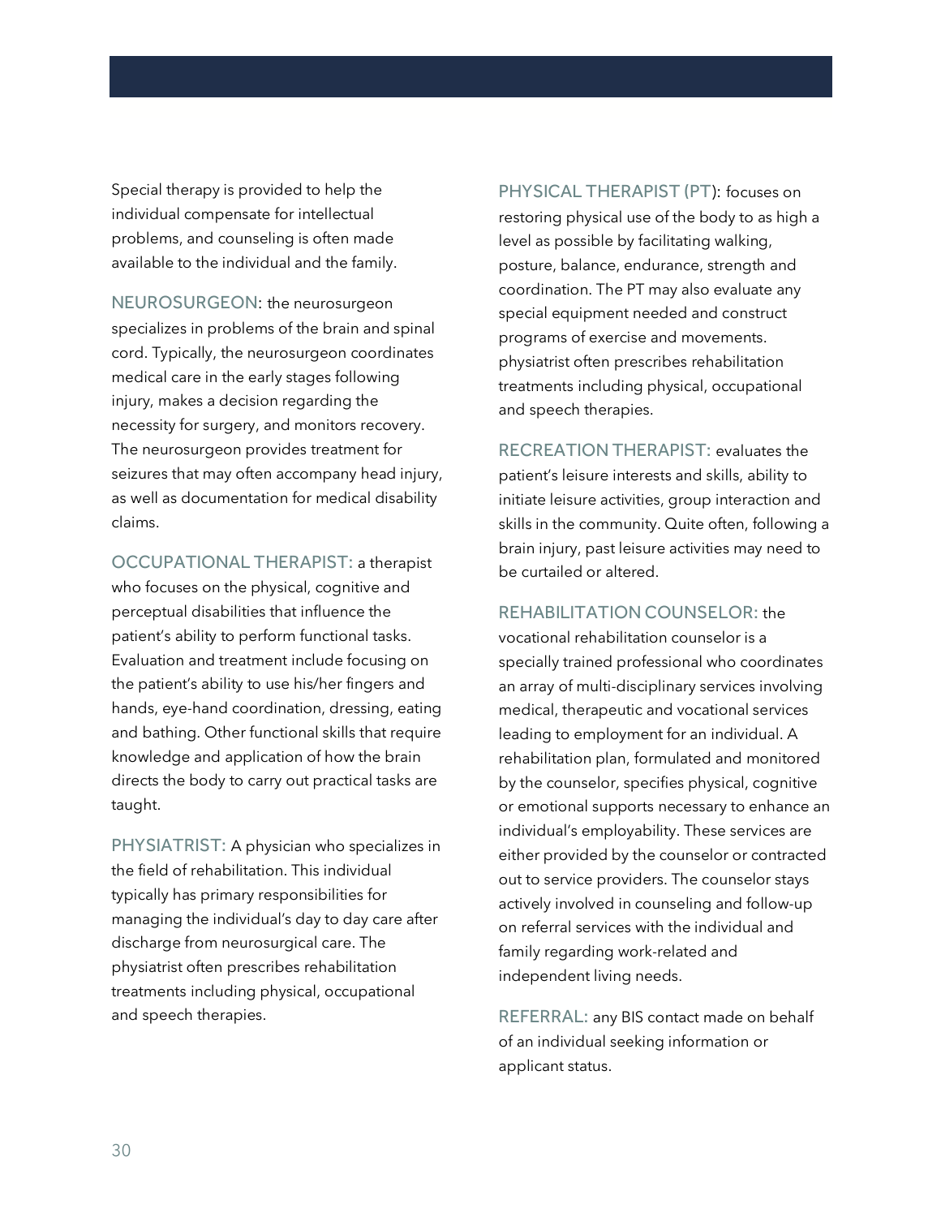Special therapy is provided to help the individual compensate for intellectual problems, and counseling is often made available to the individual and the family.

NEUROSURGEON: the neurosurgeon specializes in problems of the brain and spinal cord. Typically, the neurosurgeon coordinates medical care in the early stages following injury, makes a decision regarding the necessity for surgery, and monitors recovery. The neurosurgeon provides treatment for seizures that may often accompany head injury, as well as documentation for medical disability claims.

OCCUPATIONAL THERAPIST: a therapist who focuses on the physical, cognitive and perceptual disabilities that influence the patient's ability to perform functional tasks. Evaluation and treatment include focusing on the patient's ability to use his/her fingers and hands, eye-hand coordination, dressing, eating and bathing. Other functional skills that require knowledge and application of how the brain directs the body to carry out practical tasks are taught.

PHYSIATRIST: A physician who specializes in the field of rehabilitation. This individual typically has primary responsibilities for managing the individual's day to day care after discharge from neurosurgical care. The physiatrist often prescribes rehabilitation treatments including physical, occupational and speech therapies.

PHYSICAL THERAPIST (PT): focuses on restoring physical use of the body to as high a level as possible by facilitating walking, posture, balance, endurance, strength and coordination. The PT may also evaluate any special equipment needed and construct programs of exercise and movements. physiatrist often prescribes rehabilitation treatments including physical, occupational and speech therapies.

RECREATION THERAPIST: evaluates the patient's leisure interests and skills, ability to initiate leisure activities, group interaction and skills in the community. Quite often, following a brain injury, past leisure activities may need to be curtailed or altered.

REHABILITATION COUNSELOR: the vocational rehabilitation counselor is a specially trained professional who coordinates an array of multi-disciplinary services involving medical, therapeutic and vocational services leading to employment for an individual. A rehabilitation plan, formulated and monitored by the counselor, specifies physical, cognitive or emotional supports necessary to enhance an individual's employability. These services are either provided by the counselor or contracted out to service providers. The counselor stays actively involved in counseling and follow-up on referral services with the individual and family regarding work-related and independent living needs.

REFERRAL: any BIS contact made on behalf of an individual seeking information or applicant status.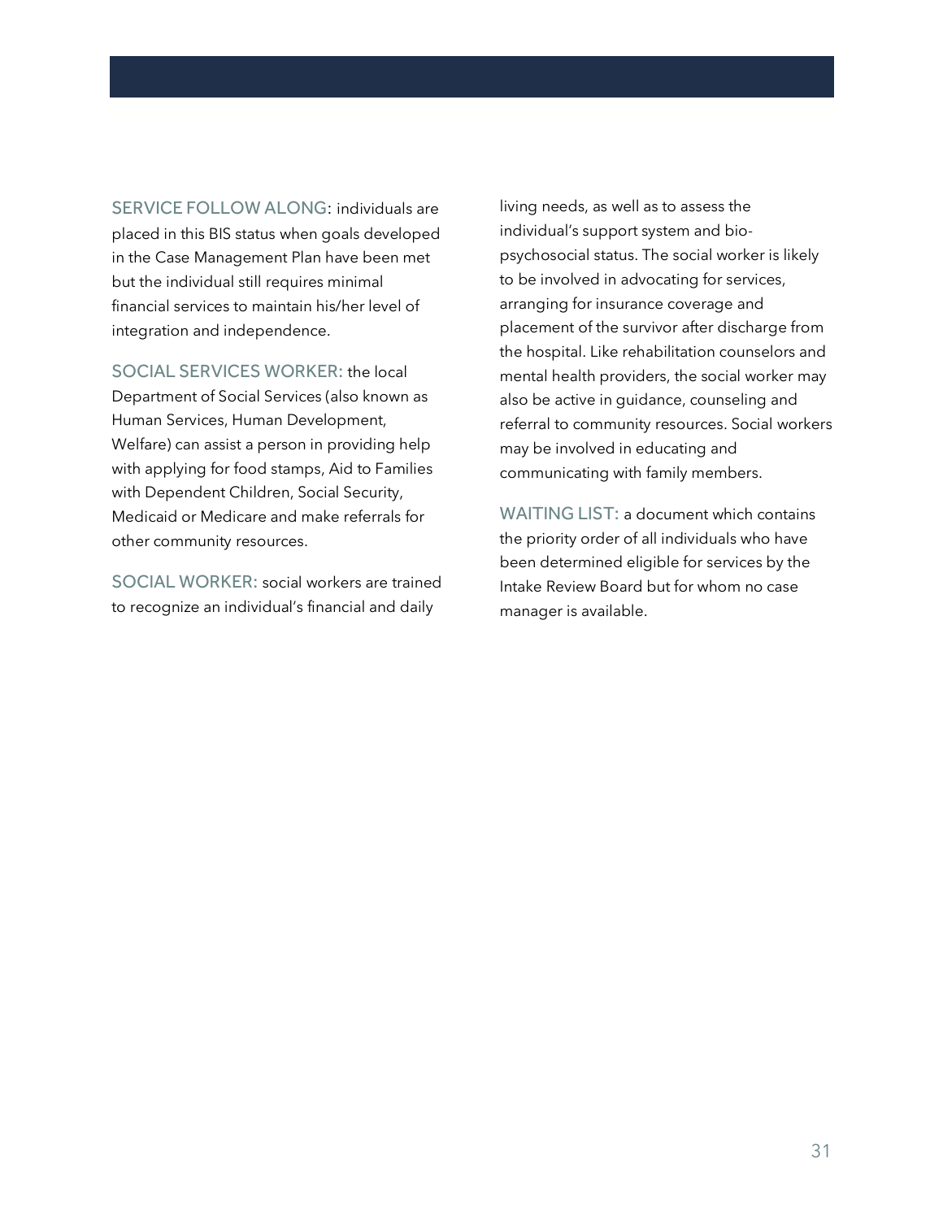SERVICE FOLLOW ALONG: individuals are placed in this BIS status when goals developed in the Case Management Plan have been met but the individual still requires minimal financial services to maintain his/her level of integration and independence.

SOCIAL SERVICES WORKER: the local Department of Social Services (also known as Human Services, Human Development, Welfare) can assist a person in providing help with applying for food stamps, Aid to Families with Dependent Children, Social Security, Medicaid or Medicare and make referrals for other community resources.

SOCIAL WORKER: social workers are trained to recognize an individual's financial and daily living needs, as well as to assess the individual's support system and bio-psychosocial status. The social worker is likely to be involved in advocating for services, arranging for insurance coverage and placement of the survivor after discharge from the hospital. Like rehabilitation counselors and mental health providers, the social worker may also be active in guidance, counseling and referral to community resources. Social workers may be involved in educating and communicating with family members.

WAITING LIST: a document which contains the priority order of all individuals who have been determined eligible for services by the Intake Review Board but for whom no case manager is available.